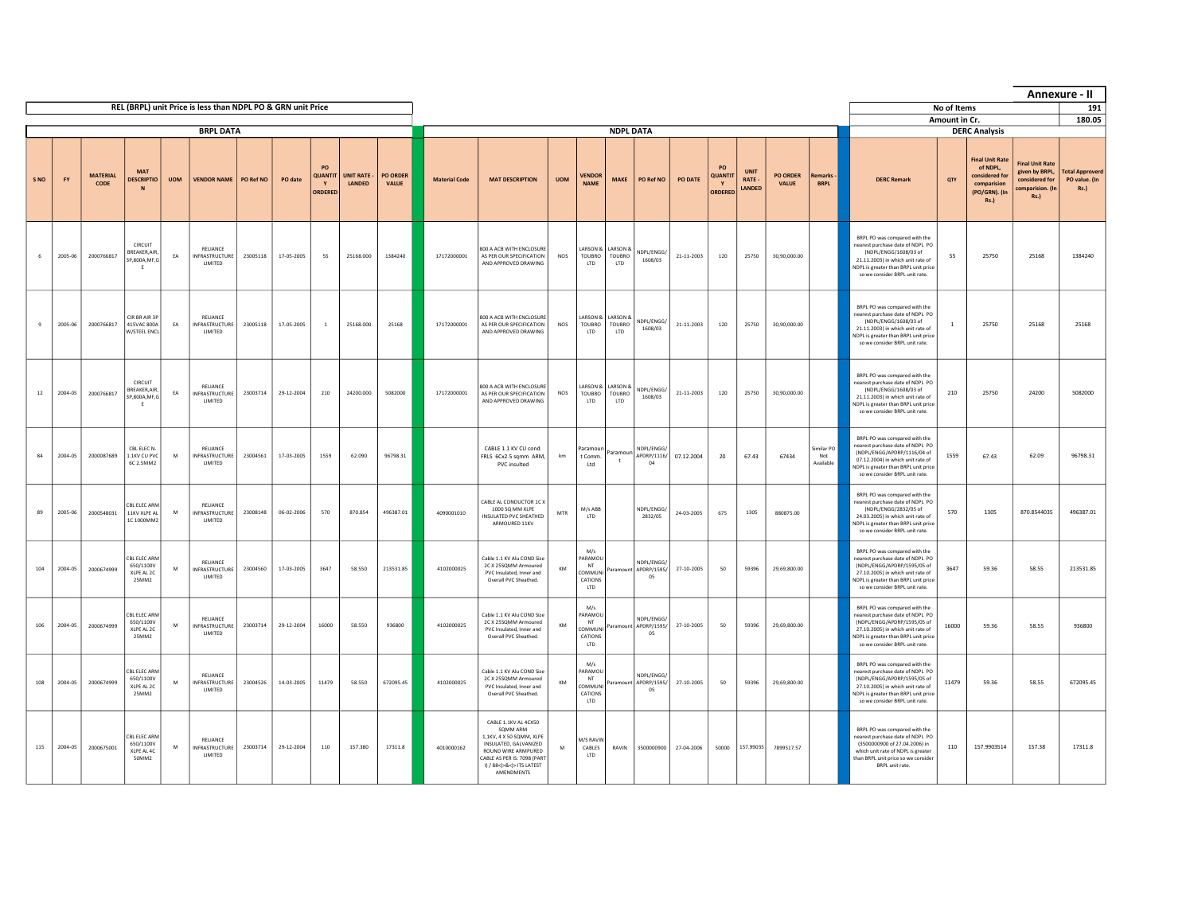## Annexure - II

| | | |
|---|---|---|
| REL (BRPL) unit Price is less than NDPL PO & GRN unit Price | No of Items | 191 |
| | Amount in Cr. | 180.05 |

| BRPL DATA | | | | | | | | | | | NDPL DATA | | | | | | | | | | | | DERC Analysis | | | | |
|---|---|---|---|---|---|---|---|---|---|---|---|---|---|---|---|---|---|---|---|---|---|---|---|---|---|---|---|
| S NO | FY | MATERIAL CODE | MAT DESCRIPTION | UOM | VENDOR NAME | PO Ref NO | PO date | PO QUANTITY ORDERED | UNIT RATE - LANDED | PO ORDER VALUE | Material Code | MAT DESCRIPTION | UOM | VENDOR NAME | MAKE | PO Ref NO | PO DATE | PO QUANTITY ORDERED | UNIT RATE - LANDED | PO ORDER VALUE | Remarks - BRPL | DERC Remark | QTY | Final Unit Rate of NDPL, considered for comparision (PO/GRN). (In Rs.) | Final Unit Rate given by BRPL, considered for comparision. (In Rs.) | Total Approverd PO value. (In Rs.) |
| 6 | 2005-06 | 2000766817 | CIRCUIT BREAKER,AIR,3P,800A,MF,GE | EA | RELIANCE INFRASTRUCTURE LIMITED | 23005118 | 17-05-2005 | 55 | 25168.000 | 1384240 | 17172000001 | 800 A ACB WITH ENCLOSURE AS PER OUR SPECIFICATION AND APPROVED DRAWING | NOS | LARSON & TOUBRO LTD | LARSON & TOUBRO LTD | NDPL/ENGG/1608/03 | 21-11-2003 | 120 | 25750 | 30,90,000.00 | | BRPL PO was compared with the nearest purchase date of NDPL PO (NDPL/ENGG/1608/03 of 21.11.2003) in which unit rate of NDPL is greater than BRPL unit price so we consider BRPL unit rate. | 55 | 25750 | 25168 | 1384240 |
| 9 | 2005-06 | 2000766817 | CIR BR AIR 3P 415VAC 800A W/STEEL ENCL | EA | RELIANCE INFRASTRUCTURE LIMITED | 23005118 | 17-05-2005 | 1 | 25168.000 | 25168 | 17172000001 | 800 A ACB WITH ENCLOSURE AS PER OUR SPECIFICATION AND APPROVED DRAWING | NOS | LARSON & TOUBRO LTD | LARSON & TOUBRO LTD | NDPL/ENGG/1608/03 | 21-11-2003 | 120 | 25750 | 30,90,000.00 | | BRPL PO was compared with the nearest purchase date of NDPL PO (NDPL/ENGG/1608/03 of 21.11.2003) in which unit rate of NDPL is greater than BRPL unit price so we consider BRPL unit rate. | 1 | 25750 | 25168 | 25168 |
| 12 | 2004-05 | 2000766817 | CIRCUIT BREAKER,AIR,3P,800A,MF,GE | EA | RELIANCE INFRASTRUCTURE LIMITED | 23003714 | 29-12-2004 | 210 | 24200.000 | 5082000 | 17172000001 | 800 A ACB WITH ENCLOSURE AS PER OUR SPECIFICATION AND APPROVED DRAWING | NOS | LARSON & TOUBRO LTD | LARSON & TOUBRO LTD | NDPL/ENGG/1608/03 | 21-11-2003 | 120 | 25750 | 30,90,000.00 | | BRPL PO was compared with the nearest purchase date of NDPL PO (NDPL/ENGG/1608/03 of 21.11.2003) in which unit rate of NDPL is greater than BRPL unit price so we consider BRPL unit rate. | 210 | 25750 | 24200 | 5082000 |
| 84 | 2004-05 | 2000087689 | CBL ELEC N-1.1KV CU PVC 6C 2.5MM2 | M | RELIANCE INFRASTRUCTURE LIMITED | 23004561 | 17-03-2005 | 1559 | 62.090 | 96798.31 | | CABLE 1.1 KV CU cond. FRLS 6Cx2.5 sqmm ARM, PVC insulted | km | Paramount Comm. Ltd | Paramount | NDPL/ENGG/APDRP/1116/04 | 07.12.2004 | 20 | 67.43 | 67434 | Similar PO Not Available | BRPL PO was compared with the nearest purchase date of NDPL PO (NDPL/ENGG/APDRP/1116/04 of 07.12.2004) in which unit rate of NDPL is greater than BRPL unit price so we consider BRPL unit rate. | 1559 | 67.43 | 62.09 | 96798.31 |
| 89 | 2005-06 | 2000548031 | CBL ELEC ARM 11KV XLPE AL 1C 1000MM2 | M | RELIANCE INFRASTRUCTURE LIMITED | 23008148 | 06-02-2006 | 570 | 870.854 | 496387.01 | 4090001010 | CABLE AL CONDUCTOR 1C X 1000 SQ MM XLPE INSULATED PVC SHEATHED ARMOURED 11KV | MTR | M/s ABB LTD | | NDPL/ENGG/2832/05 | 24-03-2005 | 675 | 1305 | 880875.00 | | BRPL PO was compared with the nearest purchase date of NDPL PO (NDPL/ENGG/2832/05 of 24.03.2005) in which unit rate of NDPL is greater than BRPL unit price so we consider BRPL unit rate. | 570 | 1305 | 870.8544035 | 496387.01 |
| 104 | 2004-05 | 2000674999 | CBL ELEC ARM 650/1100V XLPE AL 2C 25MM2 | M | RELIANCE INFRASTRUCTURE LIMITED | 23004560 | 17-03-2005 | 3647 | 58.550 | 213531.85 | 4102000025 | Cable 1.1 KV Alu COND Size 2C X 25SQMM Armoured PVC Insulated, Inner and Overall PVC Sheathed. | KM | M/s PARAMOUNT COMMUNICATIONS LTD | Paramount | NDPL/ENGG/APDRP/1595/05 | 27-10-2005 | 50 | 59396 | 29,69,800.00 | | BRPL PO was compared with the nearest purchase date of NDPL PO (NDPL/ENGG/APDRP/1595/05 of 27.10.2005) in which unit rate of NDPL is greater than BRPL unit price so we consider BRPL unit rate. | 3647 | 59.36 | 58.55 | 213531.85 |
| 106 | 2004-05 | 2000674999 | CBL ELEC ARM 650/1100V XLPE AL 2C 25MM2 | M | RELIANCE INFRASTRUCTURE LIMITED | 23003714 | 29-12-2004 | 16000 | 58.550 | 936800 | 4102000025 | Cable 1.1 KV Alu COND Size 2C X 25SQMM Armoured PVC Insulated, Inner and Overall PVC Sheathed. | KM | M/s PARAMOUNT COMMUNICATIONS LTD | Paramount | NDPL/ENGG/APDRP/1595/05 | 27-10-2005 | 50 | 59396 | 29,69,800.00 | | BRPL PO was compared with the nearest purchase date of NDPL PO (NDPL/ENGG/APDRP/1595/05 of 27.10.2005) in which unit rate of NDPL is greater than BRPL unit price so we consider BRPL unit rate. | 16000 | 59.36 | 58.55 | 936800 |
| 108 | 2004-05 | 2000674999 | CBL ELEC ARM 650/1100V XLPE AL 2C 25MM2 | M | RELIANCE INFRASTRUCTURE LIMITED | 23004526 | 14-03-2005 | 11479 | 58.550 | 672095.45 | 4102000025 | Cable 1.1 KV Alu COND Size 2C X 25SQMM Armoured PVC Insulated, Inner and Overall PVC Sheathed. | KM | M/s PARAMOUNT COMMUNICATIONS LTD | Paramount | NDPL/ENGG/APDRP/1595/05 | 27-10-2005 | 50 | 59396 | 29,69,800.00 | | BRPL PO was compared with the nearest purchase date of NDPL PO (NDPL/ENGG/APDRP/1595/05 of 27.10.2005) in which unit rate of NDPL is greater than BRPL unit price so we consider BRPL unit rate. | 11479 | 59.36 | 58.55 | 672095.45 |
| 115 | 2004-05 | 2000675001 | CBL ELEC ARM 650/1100V XLPE AL 4C 50MM2 | M | RELIANCE INFRASTRUCTURE LIMITED | 23003714 | 29-12-2004 | 110 | 157.380 | 17311.8 | 4010000162 | CABLE 1.1KV AL 4CX50 SQMM ARM 1,1KV, 4 X 50 SQMM, XLPE INSULATED, GALVANIZED ROUND WIRE ARMPURED CABLE AS PER IS: 7098 (PART I) / 88<(>&<)> ITS LATEST AMENDMENTS | M | M/S RAVIN CABLES LTD | RAVIN | 3500000900 | 27-04-2006 | 50000 | 157.99035 | 7899517.57 | | BRPL PO was compared with the nearest purchase date of NDPL PO (3500000900 of 27.04.2006) in which unit rate of NDPL is greater than BRPL unit price so we consider BRPL unit rate. | 110 | 157.9903514 | 157.38 | 17311.8 |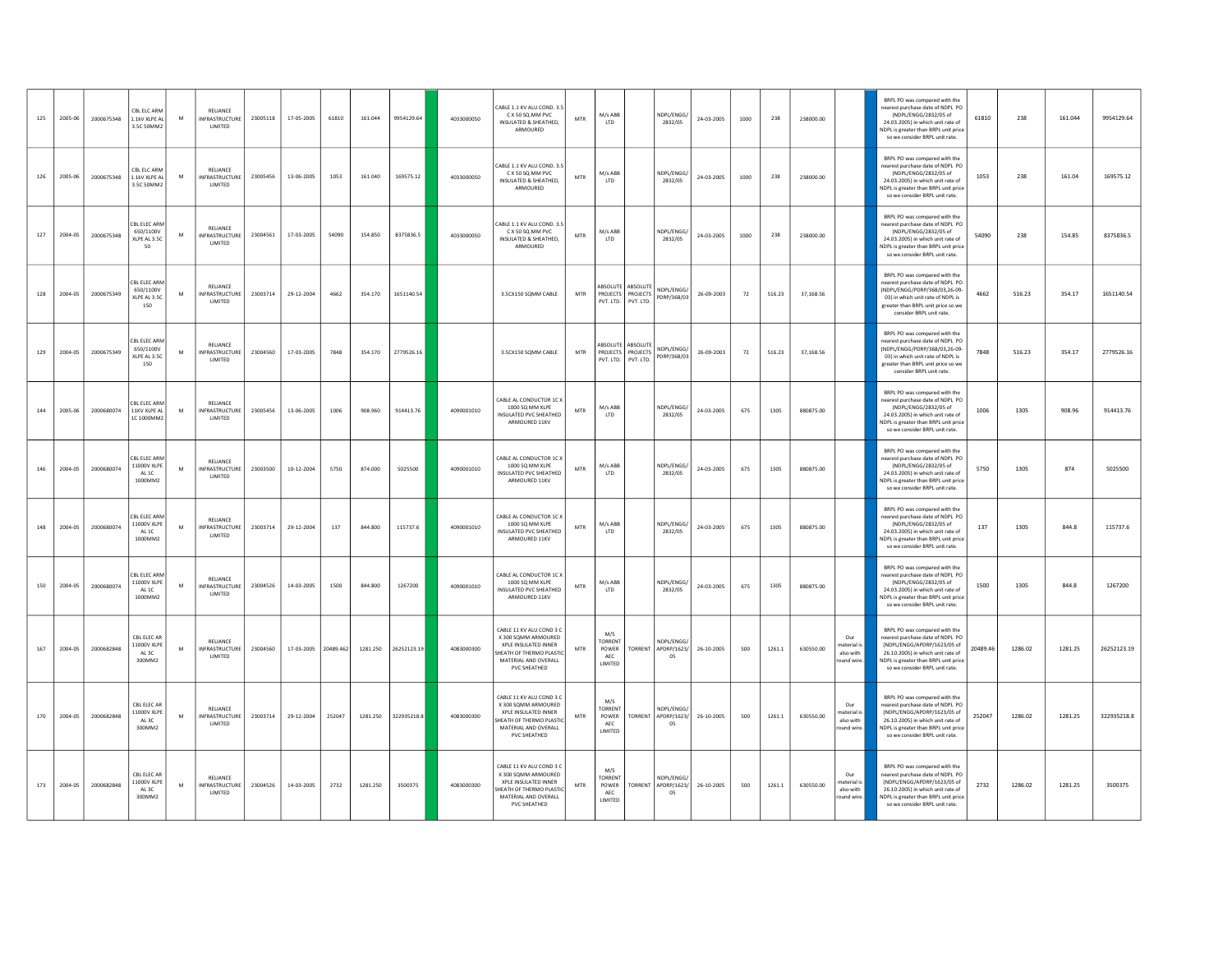| | | | | | | | | | | | | | | | | | | | | | | | | | | | | |
|---|---|---|---|---|---|---|---|---|---|---|---|---|---|---|---|---|---|---|---|---|---|---|---|---|---|---|---|---|
| 125 | 2005-06 | 2000675348 | CBL ELC ARM 1.1kV XLPE AL 3.5C 50MM2 | M | RELIANCE INFRASTRUCTURE LIMITED | 23005118 | 17-05-2005 | 61810 | 161.044 | 9954129.64 | | 4033000050 | CABLE 1.1 KV ALU COND. 3.5 C X 50 SQ.MM PVC INSULATED & SHEATHED, ARMOURED | MTR | M/s ABB LTD | | NDPL/ENGG/2832/05 | 24-03-2005 | 1000 | 238 | 238000.00 | | | BRPL PO was compared with the nearest purchase date of NDPL PO (NDPL/ENGG/2832/05 of 24.03.2005) in which unit rate of NDPL is greater than BRPL unit price so we consider BRPL unit rate. | 61810 | 238 | 161.044 | 9954129.64 |
| 126 | 2005-06 | 2000675348 | CBL ELC ARM 1.1kV XLPE AL 3.5C 50MM2 | M | RELIANCE INFRASTRUCTURE LIMITED | 23005456 | 13-06-2005 | 1053 | 161.040 | 169575.12 | | 4033000050 | CABLE 1.1 KV ALU COND. 3.5 C X 50 SQ.MM PVC INSULATED & SHEATHED, ARMOURED | MTR | M/s ABB LTD | | NDPL/ENGG/2832/05 | 24-03-2005 | 1000 | 238 | 238000.00 | | | BRPL PO was compared with the nearest purchase date of NDPL PO (NDPL/ENGG/2832/05 of 24.03.2005) in which unit rate of NDPL is greater than BRPL unit price so we consider BRPL unit rate. | 1053 | 238 | 161.04 | 169575.12 |
| 127 | 2004-05 | 2000675348 | CBL ELEC ARM 650/1100V XLPE AL 3.5C 50 | M | RELIANCE INFRASTRUCTURE LIMITED | 23004561 | 17-03-2005 | 54090 | 154.850 | 8375836.5 | | 4033000050 | CABLE 1.1 KV ALU COND. 3.5 C X 50 SQ.MM PVC INSULATED & SHEATHED, ARMOURED | MTR | M/s ABB LTD | | NDPL/ENGG/2832/05 | 24-03-2005 | 1000 | 238 | 238000.00 | | | BRPL PO was compared with the nearest purchase date of NDPL PO (NDPL/ENGG/2832/05 of 24.03.2005) in which unit rate of NDPL is greater than BRPL unit price so we consider BRPL unit rate. | 54090 | 238 | 154.85 | 8375836.5 |
| 128 | 2004-05 | 2000675349 | CBL ELEC ARM 650/1100V XLPE AL 3.5C 150 | M | RELIANCE INFRASTRUCTURE LIMITED | 23003714 | 29-12-2004 | 4662 | 354.170 | 1651140.54 | | | 3.5CX150 SQMM CABLE | MTR | ABSOLUTE PROJECTS PVT. LTD. | ABSOLUTE PROJECTS PVT. LTD. | NDPL/ENGG/PDRP/368/03 | 26-09-2003 | 72 | 516.23 | 37,168.56 | | | BRPL PO was compared with the nearest purchase date of NDPL PO (NDPL/ENGG/PDRP/368/03,26-09-03) in which unit rate of NDPL is greater than BRPL unit price so we consider BRPL unit rate. | 4662 | 516.23 | 354.17 | 1651140.54 |
| 129 | 2004-05 | 2000675349 | CBL ELEC ARM 650/1100V XLPE AL 3.5C 150 | M | RELIANCE INFRASTRUCTURE LIMITED | 23004560 | 17-03-2005 | 7848 | 354.170 | 2779526.16 | | | 3.5CX150 SQMM CABLE | MTR | ABSOLUTE PROJECTS PVT. LTD. | ABSOLUTE PROJECTS PVT. LTD. | NDPL/ENGG/PDRP/368/03 | 26-09-2003 | 72 | 516.23 | 37,168.56 | | | BRPL PO was compared with the nearest purchase date of NDPL PO (NDPL/ENGG/PDRP/368/03,26-09-03) in which unit rate of NDPL is greater than BRPL unit price so we consider BRPL unit rate. | 7848 | 516.23 | 354.17 | 2779526.16 |
| 144 | 2005-06 | 2000680074 | CBL ELEC ARM 11KV XLPE AL 1C 1000MM2 | M | RELIANCE INFRASTRUCTURE LIMITED | 23005456 | 13-06-2005 | 1006 | 908.960 | 914413.76 | | 4090001010 | CABLE AL CONDUCTOR 1C X 1000 SQ MM XLPE INSULATED PVC SHEATHED ARMOURED 11KV | MTR | M/s ABB LTD | | NDPL/ENGG/2832/05 | 24-03-2005 | 675 | 1305 | 880875.00 | | | BRPL PO was compared with the nearest purchase date of NDPL PO (NDPL/ENGG/2832/05 of 24.03.2005) in which unit rate of NDPL is greater than BRPL unit price so we consider BRPL unit rate. | 1006 | 1305 | 908.96 | 914413.76 |
| 146 | 2004-05 | 2000680074 | CBL ELEC ARM 11000V XLPE AL 1C 1000MM2 | M | RELIANCE INFRASTRUCTURE LIMITED | 23003500 | 10-12-2004 | 5750 | 874.000 | 5025500 | | 4090001010 | CABLE AL CONDUCTOR 1C X 1000 SQ MM XLPE INSULATED PVC SHEATHED ARMOURED 11KV | MTR | M/s ABB LTD | | NDPL/ENGG/2832/05 | 24-03-2005 | 675 | 1305 | 880875.00 | | | BRPL PO was compared with the nearest purchase date of NDPL PO (NDPL/ENGG/2832/05 of 24.03.2005) in which unit rate of NDPL is greater than BRPL unit price so we consider BRPL unit rate. | 5750 | 1305 | 874 | 5025500 |
| 148 | 2004-05 | 2000680074 | CBL ELEC ARM 11000V XLPE AL 1C 1000MM2 | M | RELIANCE INFRASTRUCTURE LIMITED | 23003714 | 29-12-2004 | 137 | 844.800 | 115737.6 | | 4090001010 | CABLE AL CONDUCTOR 1C X 1000 SQ MM XLPE INSULATED PVC SHEATHED ARMOURED 11KV | MTR | M/s ABB LTD | | NDPL/ENGG/2832/05 | 24-03-2005 | 675 | 1305 | 880875.00 | | | BRPL PO was compared with the nearest purchase date of NDPL PO (NDPL/ENGG/2832/05 of 24.03.2005) in which unit rate of NDPL is greater than BRPL unit price so we consider BRPL unit rate. | 137 | 1305 | 844.8 | 115737.6 |
| 150 | 2004-05 | 2000680074 | CBL ELEC ARM 11000V XLPE AL 1C 1000MM2 | M | RELIANCE INFRASTRUCTURE LIMITED | 23004526 | 14-03-2005 | 1500 | 844.800 | 1267200 | | 4090001010 | CABLE AL CONDUCTOR 1C X 1000 SQ MM XLPE INSULATED PVC SHEATHED ARMOURED 11KV | MTR | M/s ABB LTD | | NDPL/ENGG/2832/05 | 24-03-2005 | 675 | 1305 | 880875.00 | | | BRPL PO was compared with the nearest purchase date of NDPL PO (NDPL/ENGG/2832/05 of 24.03.2005) in which unit rate of NDPL is greater than BRPL unit price so we consider BRPL unit rate. | 1500 | 1305 | 844.8 | 1267200 |
| 167 | 2004-05 | 2000682848 | CBL ELEC AR 11000V XLPE AL 3C 300MM2 | M | RELIANCE INFRASTRUCTURE LIMITED | 23004560 | 17-03-2005 | 20489.462 | 1281.250 | 26252123.19 | | 4083000300 | CABLE 11 KV ALU COND 3 C X 300 SQMM ARMOURED XPLE INSULATED INNER SHEATH OF THERMO PLASTIC MATERIAL AND OVERALL PVC SHEATHED | MTR | M/S TORRENT POWER AEC LIMITED | TORRENT | NDPL/ENGG/APDRP/1623/05 | 26-10-2005 | 500 | 1261.1 | 630550.00 | Our material is also with round wire. | | BRPL PO was compared with the nearest purchase date of NDPL PO (NDPL/ENGG/APDRP/1623/05 of 26.10.2005) in which unit rate of NDPL is greater than BRPL unit price so we consider BRPL unit rate. | 20489.46 | 1286.02 | 1281.25 | 26252123.19 |
| 170 | 2004-05 | 2000682848 | CBL ELEC AR 11000V XLPE AL 3C 300MM2 | M | RELIANCE INFRASTRUCTURE LIMITED | 23003714 | 29-12-2004 | 252047 | 1281.250 | 322935218.8 | | 4083000300 | CABLE 11 KV ALU COND 3 C X 300 SQMM ARMOURED XPLE INSULATED INNER SHEATH OF THERMO PLASTIC MATERIAL AND OVERALL PVC SHEATHED | MTR | M/S TORRENT POWER AEC LIMITED | TORRENT | NDPL/ENGG/APDRP/1623/05 | 26-10-2005 | 500 | 1261.1 | 630550.00 | Our material is also with round wire. | | BRPL PO was compared with the nearest purchase date of NDPL PO (NDPL/ENGG/APDRP/1623/05 of 26.10.2005) in which unit rate of NDPL is greater than BRPL unit price so we consider BRPL unit rate. | 252047 | 1286.02 | 1281.25 | 322935218.8 |
| 173 | 2004-05 | 2000682848 | CBL ELEC AR 11000V XLPE AL 3C 300MM2 | M | RELIANCE INFRASTRUCTURE LIMITED | 23004526 | 14-03-2005 | 2732 | 1281.250 | 3500375 | | 4083000300 | CABLE 11 KV ALU COND 3 C X 300 SQMM ARMOURED XPLE INSULATED INNER SHEATH OF THERMO PLASTIC MATERIAL AND OVERALL PVC SHEATHED | MTR | M/S TORRENT POWER AEC LIMITED | TORRENT | NDPL/ENGG/APDRP/1623/05 | 26-10-2005 | 500 | 1261.1 | 630550.00 | Our material is also with round wire. | | BRPL PO was compared with the nearest purchase date of NDPL PO (NDPL/ENGG/APDRP/1623/05 of 26.10.2005) in which unit rate of NDPL is greater than BRPL unit price so we consider BRPL unit rate. | 2732 | 1286.02 | 1281.25 | 3500375 |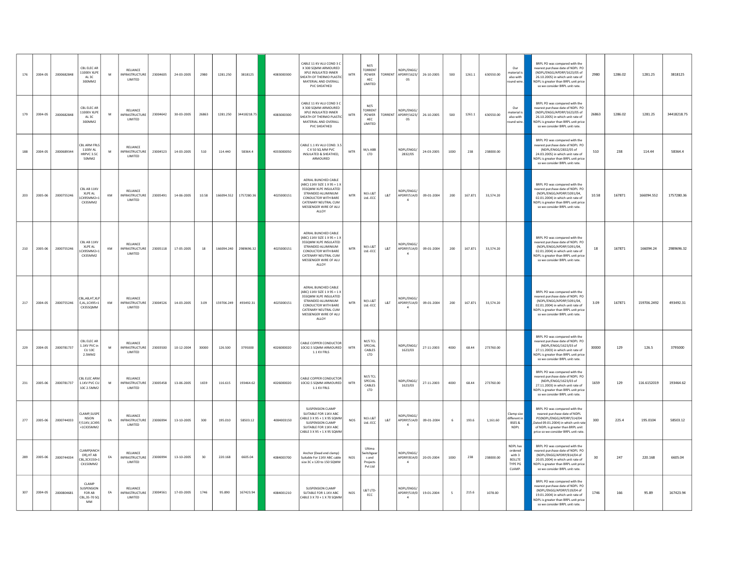| | | | | | | | | | | | | | | | | | | | | | | | | | | | | |
|---|---|---|---|---|---|---|---|---|---|---|---|---|---|---|---|---|---|---|---|---|---|---|---|---|---|---|---|---|
| 176 | 2004-05 | 2000682848 | CBL ELEC AR 11000V XLPE AL 3C 300MM2 | M | RELIANCE INFRASTRUCTURE LIMITED | 23004605 | 24-03-2005 | 2980 | 1281.250 | 3818125 | | 4083000300 | CABLE 11 KV ALU COND 3 C X 300 SQMM ARMOURED XPLE INSULATED INNER SHEATH OF THERMO PLASTIC MATERIAL AND OVERALL PVC SHEATHED | MTR | M/S TORRENT POWER AEC LIMITED | TORRENT | NDPL/ENGG/APDRP/1623/05 | 26-10-2005 | 500 | 1261.1 | 630550.00 | Our material is also with round wire. | | BRPL PO was compared with the nearest purchase date of NDPL PO (NDPL/ENGG/APDRP/1623/05 of 26.10.2005) in which unit rate of NDPL is greater than BRPL unit price so we consider BRPL unit rate. | 2980 | 1286.02 | 1281.25 | 3818125 |
| 179 | 2004-05 | 2000682848 | CBL ELEC AR 11000V XLPE AL 3C 300MM2 | M | RELIANCE INFRASTRUCTURE LIMITED | 23004642 | 30-03-2005 | 26863 | 1281.250 | 34418218.75 | | 4083000300 | CABLE 11 KV ALU COND 3 C X 300 SQMM ARMOURED XPLE INSULATED INNER SHEATH OF THERMO PLASTIC MATERIAL AND OVERALL PVC SHEATHED | MTR | M/S TORRENT POWER AEC LIMITED | TORRENT | NDPL/ENGG/APDRP/1623/05 | 26-10-2005 | 500 | 1261.1 | 630550.00 | Our material is also with round wire. | | BRPL PO was compared with the nearest purchase date of NDPL PO (NDPL/ENGG/APDRP/1623/05 of 26.10.2005) in which unit rate of NDPL is greater than BRPL unit price so we consider BRPL unit rate. | 26863 | 1286.02 | 1281.25 | 34418218.75 |
| 188 | 2004-05 | 2000689344 | CBL ARM FRLS 1100V AL HRPVC 3.5C 50MM2 | M | RELIANCE INFRASTRUCTURE LIMITED | 23004523 | 14-03-2005 | 510 | 114.440 | 58364.4 | | 4033000050 | CABLE 1.1 KV ALU COND. 3.5 C X 50 SQ.MM PVC INSULATED & SHEATHED, ARMOURED | MTR | M/s ABB LTD | | NDPL/ENGG/2832/05 | 24-03-2005 | 1000 | 238 | 238000.00 | | | BRPL PO was compared with the nearest purchase date of NDPL PO (NDPL/ENGG/2832/05 of 24.03.2005) in which unit rate of NDPL is greater than BRPL unit price so we consider BRPL unit rate. | 510 | 238 | 114.44 | 58364.4 |
| 203 | 2005-06 | 2000755246 | CBL AB 11KV XLPE AL 1CX95MM2+1CX35MM2 | KM | RELIANCE INFRASTRUCTURE LIMITED | 23005491 | 14-06-2005 | 10.58 | 166094.552 | 1757280.36 | | 4025000151 | AERIAL BUNCHED CABLE (ABC) 11KV SIZE 1 X 95 + 1 X 35SQMM XLPE INSULATED STRANDED ALUMINIUM CONDUCTOR WITH BARE CATENARY NEUTRAL CUM MESSENGER WIRE OF ALU ALLOY | MTR | M/s L&T Ltd.-ECC | L&T | NDPL/ENGG/APDRP/514/04 | 09-01-2004 | 200 | 167.871 | 33,574.20 | | | BRPL PO was compared with the nearest purchase date of NDPL PO (NDPL/ENGG/APDRP/1091/04, 02.01.2004) in which unit rate of NDPL is greater than BRPL unit price so we consider BRPL unit rate. | 10.58 | 167871 | 166094.552 | 1757280.36 |
| 210 | 2005-06 | 2000755246 | CBL AB 11KV XLPE AL 1CX95MM2+1CX35MM2 | KM | RELIANCE INFRASTRUCTURE LIMITED | 23005118 | 17-05-2005 | 18 | 166094.240 | 2989696.32 | | 4025000151 | AERIAL BUNCHED CABLE (ABC) 11KV SIZE 1 X 95 + 1 X 35SQMM XLPE INSULATED STRANDED ALUMINIUM CONDUCTOR WITH BARE CATENARY NEUTRAL CUM MESSENGER WIRE OF ALU ALLOY | MTR | M/s L&T Ltd.-ECC | L&T | NDPL/ENGG/APDRP/514/04 | 09-01-2004 | 200 | 167.871 | 33,574.20 | | | BRPL PO was compared with the nearest purchase date of NDPL PO (NDPL/ENGG/APDRP/1091/04, 02.01.2004) in which unit rate of NDPL is greater than BRPL unit price so we consider BRPL unit rate. | 18 | 167871 | 166094.24 | 2989696.32 |
| 217 | 2004-05 | 2000755246 | CBL,AB,HT,XLPE,AL,1CX95+1CX35SQMM | KM | RELIANCE INFRASTRUCTURE LIMITED | 23004526 | 14-03-2005 | 3.09 | 159706.249 | 493492.31 | | 4025000151 | AERIAL BUNCHED CABLE (ABC) 11KV SIZE 1 X 95 + 1 X 35SQMM XLPE INSULATED STRANDED ALUMINIUM CONDUCTOR WITH BARE CATENARY NEUTRAL CUM MESSENGER WIRE OF ALU ALLOY | MTR | M/s L&T Ltd.-ECC | L&T | NDPL/ENGG/APDRP/514/04 | 09-01-2004 | 200 | 167.871 | 33,574.20 | | | BRPL PO was compared with the nearest purchase date of NDPL PO (NDPL/ENGG/APDRP/1091/04, 02.01.2004) in which unit rate of NDPL is greater than BRPL unit price so we consider BRPL unit rate. | 3.09 | 167871 | 159706.2492 | 493492.31 |
| 229 | 2004-05 | 2000781737 | CBL ELEC AR 1.1KV PVC in CU 10C 2.5MM2 | M | RELIANCE INFRASTRUCTURE LIMITED | 23003500 | 10-12-2004 | 30000 | 126.500 | 3795000 | | 4026000020 | CABLE COPPER CONDUCTOR 10CX2.5 SQMM ARMOURED 1.1 KV FRLS | MTR | M/S TCL SPECIAL CABLES LTD | | NDPL/ENGG/1623/03 | 27-11-2003 | 4000 | 68.44 | 273760.00 | | | BRPL PO was compared with the nearest purchase date of NDPL PO (NDPL/ENGG/1623/03 of 27.11.2003) in which unit rate of NDPL is greater than BRPL unit price so we consider BRPL unit rate. | 30000 | 129 | 126.5 | 3795000 |
| 231 | 2005-06 | 2000781737 | CBL ELEC ARM 1.1KV PVC CU 10C 2.5MM2 | M | RELIANCE INFRASTRUCTURE LIMITED | 23005458 | 13-06-2005 | 1659 | 116.615 | 193464.62 | | 4026000020 | CABLE COPPER CONDUCTOR 10CX2.5 SQMM ARMOURED 1.1 KV FRLS | MTR | M/S TCL SPECIAL CABLES LTD | | NDPL/ENGG/1623/03 | 27-11-2003 | 4000 | 68.44 | 273760.00 | | | BRPL PO was compared with the nearest purchase date of NDPL PO (NDPL/ENGG/1623/03 of 27.11.2003) in which unit rate of NDPL is greater than BRPL unit price so we consider BRPL unit rate. | 1659 | 129 | 116.6152019 | 193464.62 |
| 277 | 2005-06 | 2000744033 | CLAMP,SUSPENSION F/11KV,1CX95+1CX35MM2 | EA | RELIANCE INFRASTRUCTURE LIMITED | 23006994 | 13-10-2005 | 300 | 195.010 | 58503.12 | | 4084003150 | SUSPENSION CLAMP SUITABLE FOR 11KV ABC CABLE 3 X 95 + 1 X 95 SQMM SUSPENSION CLAMP SUITABLE FOR 11KV ABC CABLE 3 X 95 + 1 X 95 SQMM | NOS | M/s L&T Ltd.-ECC | L&T | NDPL/ENGG/APDRP/514/04 | 09-01-2004 | 6 | 193.6 | 1,161.60 | Clamp size different in BSES & NDPL | | BRPL PO was compared with the nearest purchase date of NDPL PO(NDPL/ENGG/APDRP/514/04 ,Dated 09.01.2004) in which unit rate of NDPL is greater than BRPL unit price so we consider BRPL unit rate. | 300 | 225.4 | 195.0104 | 58503.12 |
| 289 | 2005-06 | 2000744034 | CLAMP(ANCHOR),HT AB CBL,3CX150+1CX150MM2 | EA | RELIANCE INFRASTRUCTURE LIMITED | 23006994 | 13-10-2005 | 30 | 220.168 | 6605.04 | | 4084003700 | Anchor (Dead end clamp) Suitable For 11KV ABC cable size 3C x 120 to 150 SQMM | NOS | Ultima Switchgears and Projects Pvt Ltd | | NDPL/ENGG/APDRP/814/04 | 20-05-2004 | 1000 | 238 | 238000.00 | NDPL has ordered with 3 BOLLTE TYPE PG CLAMP. | | BRPL PO was compared with the nearest purchase date of NDPL PO (NDPL/ENGG/APDRP/814/04 of 20.05.2004) in which unit rate of NDPL is greater than BRPL unit price so we consider BRPL unit rate. | 30 | 247 | 220.168 | 6605.04 |
| 307 | 2004-05 | 2000804681 | CLAMP SUSPENSION FOR AB CBL,35-70 SQ MM | EA | RELIANCE INFRASTRUCTURE LIMITED | 23004561 | 17-03-2005 | 1746 | 95.890 | 167423.94 | | 4084001210 | SUSPENSION CLAMP SUTABLE FOR 1.1KV ABC CABLE 3 X 70 + 1 X 70 SQMM | NOS | L&T LTD-ECC | | NDPL/ENGG/APDRP/519/04 | 19-01-2004 | 5 | 215.6 | 1078.00 | | | BRPL PO was compared with the nearest purchase date of NDPL PO (NDPL/ENGG/APDRP/519/04 of 19.01.2004) in which unit rate of NDPL is greater than BRPL unit price so we consider BRPL unit rate. | 1746 | 166 | 95.89 | 167423.94 |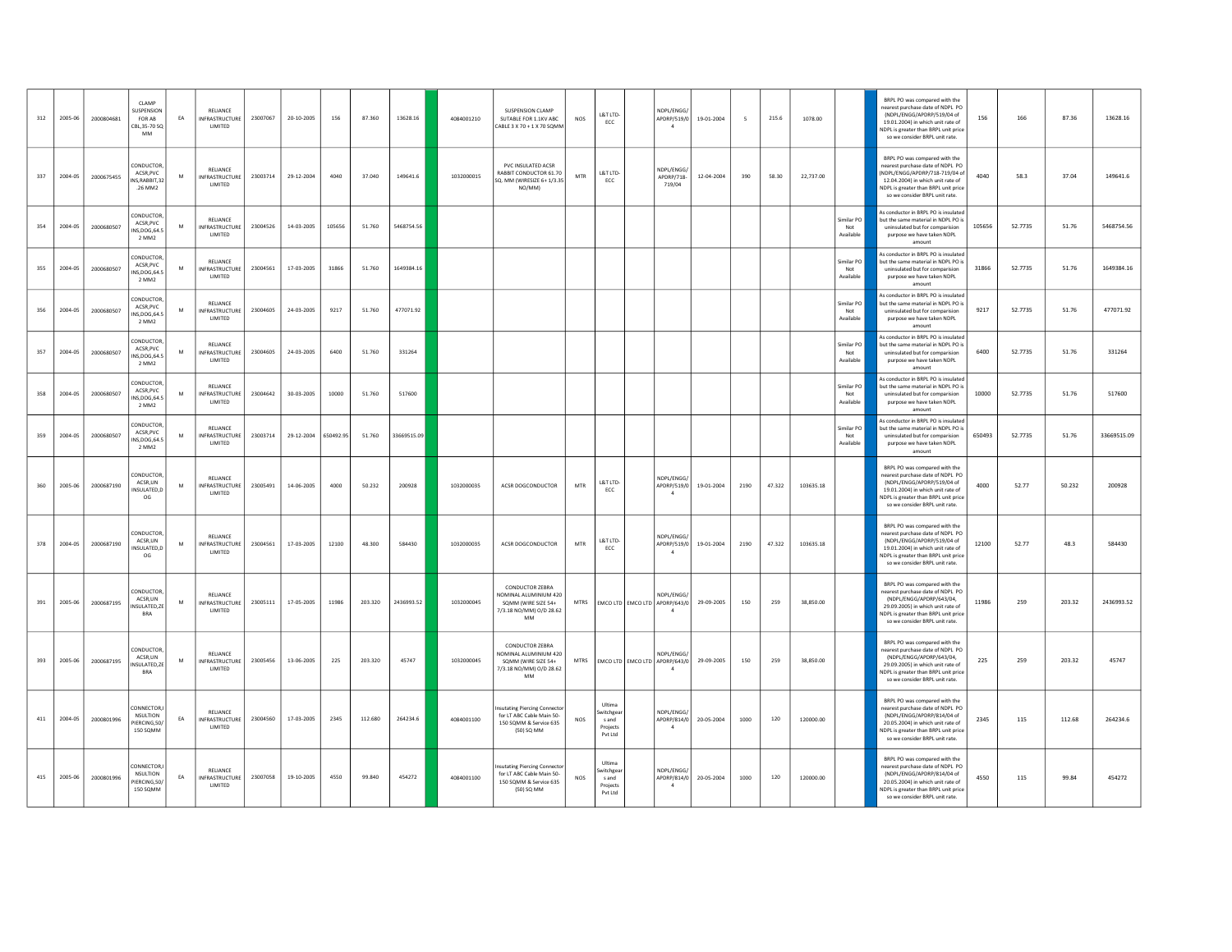| | | | | | | | | | | | | | | | | | | | | | | | | | | | | |
|---|---|---|---|---|---|---|---|---|---|---|---|---|---|---|---|---|---|---|---|---|---|---|---|---|---|---|---|---|
| 312 | 2005-06 | 2000804681 | CLAMP SUSPENSION FOR AB CBL,35-70 SQ MM | EA | RELIANCE INFRASTRUCTURE LIMITED | 23007067 | 20-10-2005 | 156 | 87.360 | 13628.16 | | 4084001210 | SUSPENSION CLAMP SUITABLE FOR 1.1KV ABC CABLE 3 X 70 + 1 X 70 SQMM | NOS | L&T LTD-ECC | | NDPL/ENGG/APDRP/519/04 | 19-01-2004 | 5 | 215.6 | 1078.00 | | | BRPL PO was compared with the nearest purchase date of NDPL PO (NDPL/ENGG/APDRP/519/04 of 19.01.2004) in which unit rate of NDPL is greater than BRPL unit price so we consider BRPL unit rate. | 156 | 166 | 87.36 | 13628.16 |
| 337 | 2004-05 | 2000675455 | CONDUCTOR, ACSR,PVC INS,RABBIT,32.26 MM2 | M | RELIANCE INFRASTRUCTURE LIMITED | 23003714 | 29-12-2004 | 4040 | 37.040 | 149641.6 | | 1032000015 | PVC INSULATED ACSR RABBIT CONDUCTOR 61.70 SQ. MM (WIRESIZE 6+ 1/3.35 NO/MM) | MTR | L&T LTD-ECC | | NDPL/ENGG/APDRP/718-719/04 | 12-04-2004 | 390 | 58.30 | 22,737.00 | | | BRPL PO was compared with the nearest purchase date of NDPL PO (NDPL/ENGG/APDRP/718-719/04 of 12.04.2004) in which unit rate of NDPL is greater than BRPL unit price so we consider BRPL unit rate. | 4040 | 58.3 | 37.04 | 149641.6 |
| 354 | 2004-05 | 2000680507 | CONDUCTOR, ACSR,PVC INS,DOG,64.52 MM2 | M | RELIANCE INFRASTRUCTURE LIMITED | 23004526 | 14-03-2005 | 105656 | 51.760 | 5468754.56 | | | | | | | | | | | | Similar PO Not Available | | As conductor in BRPL PO is insulated but the same material in NDPL PO is uninsulated but for comparision purpose we have taken NDPL amount | 105656 | 52.7735 | 51.76 | 5468754.56 |
| 355 | 2004-05 | 2000680507 | CONDUCTOR, ACSR,PVC INS,DOG,64.52 MM2 | M | RELIANCE INFRASTRUCTURE LIMITED | 23004561 | 17-03-2005 | 31866 | 51.760 | 1649384.16 | | | | | | | | | | | | Similar PO Not Available | | As conductor in BRPL PO is insulated but the same material in NDPL PO is uninsulated but for comparision purpose we have taken NDPL amount | 31866 | 52.7735 | 51.76 | 1649384.16 |
| 356 | 2004-05 | 2000680507 | CONDUCTOR, ACSR,PVC INS,DOG,64.52 MM2 | M | RELIANCE INFRASTRUCTURE LIMITED | 23004605 | 24-03-2005 | 9217 | 51.760 | 477071.92 | | | | | | | | | | | | Similar PO Not Available | | As conductor in BRPL PO is insulated but the same material in NDPL PO is uninsulated but for comparision purpose we have taken NDPL amount | 9217 | 52.7735 | 51.76 | 477071.92 |
| 357 | 2004-05 | 2000680507 | CONDUCTOR, ACSR,PVC INS,DOG,64.52 MM2 | M | RELIANCE INFRASTRUCTURE LIMITED | 23004605 | 24-03-2005 | 6400 | 51.760 | 331264 | | | | | | | | | | | | Similar PO Not Available | | As conductor in BRPL PO is insulated but the same material in NDPL PO is uninsulated but for comparision purpose we have taken NDPL amount | 6400 | 52.7735 | 51.76 | 331264 |
| 358 | 2004-05 | 2000680507 | CONDUCTOR, ACSR,PVC INS,DOG,64.52 MM2 | M | RELIANCE INFRASTRUCTURE LIMITED | 23004642 | 30-03-2005 | 10000 | 51.760 | 517600 | | | | | | | | | | | | Similar PO Not Available | | As conductor in BRPL PO is insulated but the same material in NDPL PO is uninsulated but for comparision purpose we have taken NDPL amount | 10000 | 52.7735 | 51.76 | 517600 |
| 359 | 2004-05 | 2000680507 | CONDUCTOR, ACSR,PVC INS,DOG,64.52 MM2 | M | RELIANCE INFRASTRUCTURE LIMITED | 23003714 | 29-12-2004 | 650492.95 | 51.760 | 33669515.09 | | | | | | | | | | | | Similar PO Not Available | | As conductor in BRPL PO is insulated but the same material in NDPL PO is uninsulated but for comparision purpose we have taken NDPL amount | 650493 | 52.7735 | 51.76 | 33669515.09 |
| 360 | 2005-06 | 2000687190 | CONDUCTOR, ACSR,UN INSULATED,DOG | M | RELIANCE INFRASTRUCTURE LIMITED | 23005491 | 14-06-2005 | 4000 | 50.232 | 200928 | | 1032000035 | ACSR DOGCONDUCTOR | MTR | L&T LTD-ECC | | NDPL/ENGG/APDRP/519/04 | 19-01-2004 | 2190 | 47.322 | 103635.18 | | | BRPL PO was compared with the nearest purchase date of NDPL PO (NDPL/ENGG/APDRP/519/04 of 19.01.2004) in which unit rate of NDPL is greater than BRPL unit price so we consider BRPL unit rate. | 4000 | 52.77 | 50.232 | 200928 |
| 378 | 2004-05 | 2000687190 | CONDUCTOR, ACSR,UN INSULATED,DOG | M | RELIANCE INFRASTRUCTURE LIMITED | 23004561 | 17-03-2005 | 12100 | 48.300 | 584430 | | 1032000035 | ACSR DOGCONDUCTOR | MTR | L&T LTD-ECC | | NDPL/ENGG/APDRP/519/04 | 19-01-2004 | 2190 | 47.322 | 103635.18 | | | BRPL PO was compared with the nearest purchase date of NDPL PO (NDPL/ENGG/APDRP/519/04 of 19.01.2004) in which unit rate of NDPL is greater than BRPL unit price so we consider BRPL unit rate. | 12100 | 52.77 | 48.3 | 584430 |
| 391 | 2005-06 | 2000687195 | CONDUCTOR, ACSR,UN INSULATED,ZEBRA | M | RELIANCE INFRASTRUCTURE LIMITED | 23005111 | 17-05-2005 | 11986 | 203.320 | 2436993.52 | | 1032000045 | CONDUCTOR ZEBRA NOMINAL ALUMINIUM 420 SQMM (WIRE SIZE 54+ 7/3.18 NO/MM) O/D 28.62 MM | MTRS | EMCO LTD | EMCO LTD | NDPL/ENGG/APDRP/643/04 | 29-09-2005 | 150 | 259 | 38,850.00 | | | BRPL PO was compared with the nearest purchase date of NDPL PO (NDPL/ENGG/APDRP/643/04, 29.09.2005) in which unit rate of NDPL is greater than BRPL unit price so we consider BRPL unit rate. | 11986 | 259 | 203.32 | 2436993.52 |
| 393 | 2005-06 | 2000687195 | CONDUCTOR, ACSR,UN INSULATED,ZEBRA | M | RELIANCE INFRASTRUCTURE LIMITED | 23005456 | 13-06-2005 | 225 | 203.320 | 45747 | | 1032000045 | CONDUCTOR ZEBRA NOMINAL ALUMINIUM 420 SQMM (WIRE SIZE 54+ 7/3.18 NO/MM) O/D 28.62 MM | MTRS | EMCO LTD | EMCO LTD | NDPL/ENGG/APDRP/643/04 | 29-09-2005 | 150 | 259 | 38,850.00 | | | BRPL PO was compared with the nearest purchase date of NDPL PO (NDPL/ENGG/APDRP/643/04, 29.09.2005) in which unit rate of NDPL is greater than BRPL unit price so we consider BRPL unit rate. | 225 | 259 | 203.32 | 45747 |
| 411 | 2004-05 | 2000801996 | CONNECTOR,INSULTION PIERCING,50/150 SQMM | EA | RELIANCE INFRASTRUCTURE LIMITED | 23004560 | 17-03-2005 | 2345 | 112.680 | 264234.6 | | 4084001100 | Insulating Piercing Connector for LT ABC Cable Main 50-150 SQMM & Service 635 (50) SQ MM | NOS | Ultima Switchgears and Projects Pvt Ltd | | NDPL/ENGG/APDRP/814/04 | 20-05-2004 | 1000 | 120 | 120000.00 | | | BRPL PO was compared with the nearest purchase date of NDPL PO (NDPL/ENGG/APDRP/814/04 of 20.05.2004) in which unit rate of NDPL is greater than BRPL unit price so we consider BRPL unit rate. | 2345 | 115 | 112.68 | 264234.6 |
| 415 | 2005-06 | 2000801996 | CONNECTOR,INSULTION PIERCING,50/150 SQMM | EA | RELIANCE INFRASTRUCTURE LIMITED | 23007058 | 19-10-2005 | 4550 | 99.840 | 454272 | | 4084001100 | Insulating Piercing Connector for LT ABC Cable Main 50-150 SQMM & Service 635 (50) SQ MM | NOS | Ultima Switchgears and Projects Pvt Ltd | | NDPL/ENGG/APDRP/814/04 | 20-05-2004 | 1000 | 120 | 120000.00 | | | BRPL PO was compared with the nearest purchase date of NDPL PO (NDPL/ENGG/APDRP/814/04 of 20.05.2004) in which unit rate of NDPL is greater than BRPL unit price so we consider BRPL unit rate. | 4550 | 115 | 99.84 | 454272 |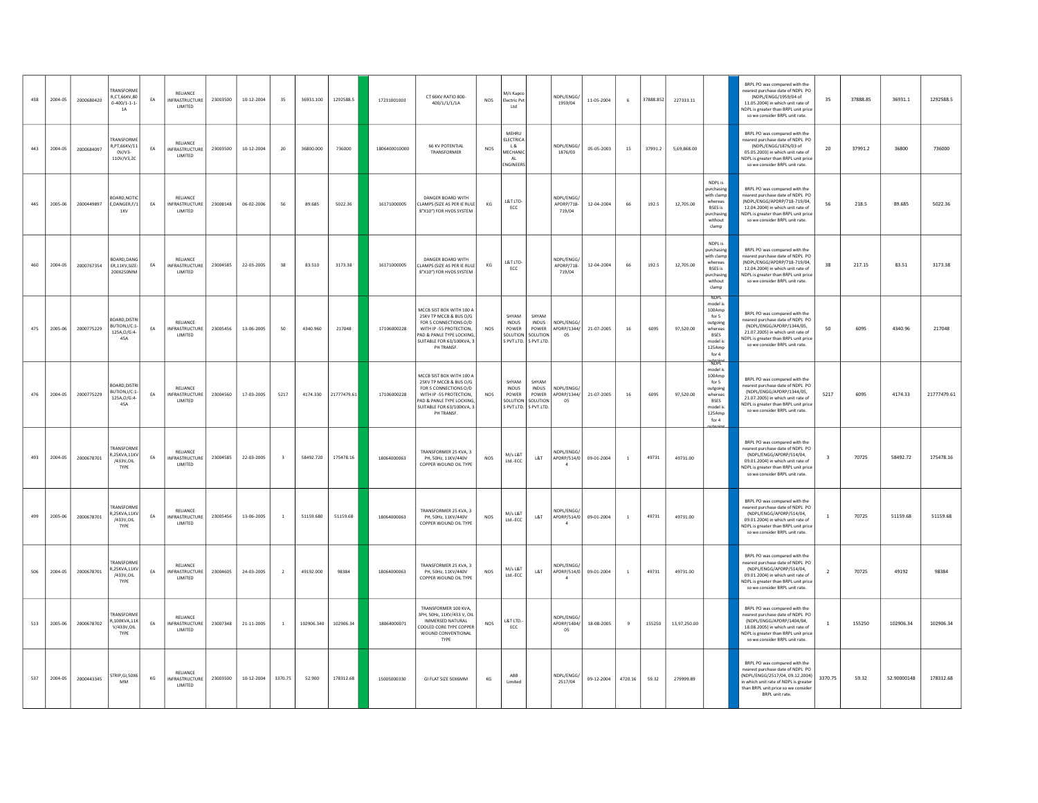| | | | | | | | | | | | | | | | | | | | | | | | | | | | | | |
|---|---|---|---|---|---|---|---|---|---|---|---|---|---|---|---|---|---|---|---|---|---|---|---|---|---|---|---|---|---|
| 438 | 2004-05 | 2000680420 | TRANSFORMER,CT,66KV,800-400/1-1-1-1A | EA | RELIANCE INFRASTRUCTURE LIMITED | 23003500 | 10-12-2004 | 35 | 36931.100 | 1292588.5 | | 17231001003 | CT 66KV RATIO 800-400/1/1/1/1A | NOS | M/s Kapco Electric Pvt Ltd | | NDPL/ENGG/1959/04 | 11-05-2004 | 6 | 37888.852 | 227333.11 | | | BRPL PO was compared with the nearest purchase date of NDPL PO (NDPL/ENGG/1959/04 of 11.05.2004) in which unit rate of NDPL is greater than BRPL unit price so we consider BRPL unit rate. | 35 | 37888.85 | 36931.1 | 1292588.5 |
| 443 | 2004-05 | 2000684097 | TRANSFORMER,PT,66KV/110V/V3-110V/V3,2C | EA | RELIANCE INFRASTRUCTURE LIMITED | 23003500 | 10-12-2004 | 20 | 36800.000 | 736000 | | 1806400010000 | 66 KV POTENTIAL TRANSFORMER | NOS | MEHRU ELECTRICAL & MECHANICAL ENGINEERS | | NDPL/ENGG/1876/03 | 05-05-2003 | 15 | 37991.2 | 5,69,868.00 | | | BRPL PO was compared with the nearest purchase date of NDPL PO (NDPL/ENGG/1876/03 of 05.05.2003) in which unit rate of NDPL is greater than BRPL unit price so we consider BRPL unit rate. | 20 | 37991.2 | 36800 | 736000 |
| 445 | 2005-06 | 2000449897 | BOARD,NOTICE,DANGER,F/11KV | EA | RELIANCE INFRASTRUCTURE LIMITED | 23008148 | 06-02-2006 | 56 | 89.685 | 5022.36 | | 16171000005 | DANGER BOARD WITH CLAMPS (SIZE AS PER IE RULE 8"X10") FOR HVDS SYSTEM | KG | L&T LTD-ECC | | NDPL/ENGG/APDRP/718-719/04 | 12-04-2004 | 66 | 192.5 | 12,705.00 | NDPL is purchasing with clamp whereas BSES is purchasing without clamp | | BRPL PO was compared with the nearest purchase date of NDPL PO (NDPL/ENGG/APDRP/718-719/04, 12.04.2004) in which unit rate of NDPL is greater than BRPL unit price so we consider BRPL unit rate. | 56 | 218.5 | 89.685 | 5022.36 |
| 460 | 2004-05 | 2000767354 | BOARD,DANGER,11KV,SIZE:200X250MM | EA | RELIANCE INFRASTRUCTURE LIMITED | 23004585 | 22-03-2005 | 38 | 83.510 | 3173.38 | | 16171000005 | DANGER BOARD WITH CLAMPS (SIZE AS PER IE RULE 8"X10") FOR HVDS SYSTEM | KG | L&T LTD-ECC | | NDPL/ENGG/APDRP/718-719/04 | 12-04-2004 | 66 | 192.5 | 12,705.00 | NDPL is purchasing with clamp whereas BSES is purchasing without clamp | | BRPL PO was compared with the nearest purchase date of NDPL PO (NDPL/ENGG/APDRP/718-719/04, 12.04.2004) in which unit rate of NDPL is greater than BRPL unit price so we consider BRPL unit rate. | 38 | 217.15 | 83.51 | 3173.38 |
| 475 | 2005-06 | 2000775229 | BOARD,DISTRIBUTION,I/C:1-125A,O/G:4-45A | EA | RELIANCE INFRASTRUCTURE LIMITED | 23005456 | 13-06-2005 | 50 | 4340.960 | 217048 | | 17106000228 | MCCB SIST BOX WITH 100 A 25KV TP MCCB & BUS O/G FOR 5 CONNECTIONS O/D WITH IP -55 PROTECTION, PAD & PANLE TYPE LOCKING, SUITABLE FOR 63/100KVA, 3 PH TRANSF. | NOS | SHYAM INDUS POWER SOLUTIONS PVT.LTD. | SHYAM INDUS POWER SOLUTIONS PVT.LTD. | NDPL/ENGG/APDRP/1344/05 | 21-07-2005 | 16 | 6095 | 97,520.00 | NDPL model is 100Amp for 5 outgoing whereas BSES model is 125Amp for 4 outgoing | | BRPL PO was compared with the nearest purchase date of NDPL PO (NDPL/ENGG/APDRP/1344/05, 21.07.2005) in which unit rate of NDPL is greater than BRPL unit price so we consider BRPL unit rate. | 50 | 6095 | 4340.96 | 217048 |
| 476 | 2004-05 | 2000775229 | BOARD,DISTRIBUTION,I/C:1-125A,O/G:4-45A | EA | RELIANCE INFRASTRUCTURE LIMITED | 23004560 | 17-03-2005 | 5217 | 4174.330 | 21777479.61 | | 17106000228 | MCCB SIST BOX WITH 100 A 25KV TP MCCB & BUS O/G FOR 5 CONNECTIONS O/D WITH IP -55 PROTECTION, PAD & PANLE TYPE LOCKING, SUITABLE FOR 63/100KVA, 3 PH TRANSF. | NOS | SHYAM INDUS POWER SOLUTIONS PVT.LTD. | SHYAM INDUS POWER SOLUTIONS PVT.LTD. | NDPL/ENGG/APDRP/1344/05 | 21-07-2005 | 16 | 6095 | 97,520.00 | NDPL model is 100Amp for 5 outgoing whereas BSES model is 125Amp for 4 outgoing | | BRPL PO was compared with the nearest purchase date of NDPL PO (NDPL/ENGG/APDRP/1344/05, 21.07.2005) in which unit rate of NDPL is greater than BRPL unit price so we consider BRPL unit rate. | 5217 | 6095 | 4174.33 | 21777479.61 |
| 493 | 2004-05 | 2000678701 | TRANSFORMER,25KVA,11KV/433V,OIL TYPE | EA | RELIANCE INFRASTRUCTURE LIMITED | 23004585 | 22-03-2005 | 3 | 58492.720 | 175478.16 | | 18064000063 | TRANSFORMER 25 KVA, 3 PH, 50Hz, 11KV/440V COPPER WOUND OIL TYPE | NOS | M/s L&T Ltd.-ECC | L&T | NDPL/ENGG/APDRP/514/04 | 09-01-2004 | 1 | 49731 | 49731.00 | | | BRPL PO was compared with the nearest purchase date of NDPL PO (NDPL/ENGG/APDRP/514/04, 09.01.2004) in which unit rate of NDPL is greater than BRPL unit price so we consider BRPL unit rate. | 3 | 70725 | 58492.72 | 175478.16 |
| 499 | 2005-06 | 2000678701 | TRANSFORMER,25KVA,11KV/433V,OIL TYPE | EA | RELIANCE INFRASTRUCTURE LIMITED | 23005456 | 13-06-2005 | 1 | 51159.680 | 51159.68 | | 18064000063 | TRANSFORMER 25 KVA, 3 PH, 50Hz, 11KV/440V COPPER WOUND OIL TYPE | NOS | M/s L&T Ltd.-ECC | L&T | NDPL/ENGG/APDRP/514/04 | 09-01-2004 | 1 | 49731 | 49731.00 | | | BRPL PO was compared with the nearest purchase date of NDPL PO (NDPL/ENGG/APDRP/514/04, 09.01.2004) in which unit rate of NDPL is greater than BRPL unit price so we consider BRPL unit rate. | 1 | 70725 | 51159.68 | 51159.68 |
| 506 | 2004-05 | 2000678701 | TRANSFORMER,25KVA,11KV/433V,OIL TYPE | EA | RELIANCE INFRASTRUCTURE LIMITED | 23004605 | 24-03-2005 | 2 | 49192.000 | 98384 | | 18064000063 | TRANSFORMER 25 KVA, 3 PH, 50Hz, 11KV/440V COPPER WOUND OIL TYPE | NOS | M/s L&T Ltd.-ECC | L&T | NDPL/ENGG/APDRP/514/04 | 09-01-2004 | 1 | 49731 | 49731.00 | | | BRPL PO was compared with the nearest purchase date of NDPL PO (NDPL/ENGG/APDRP/514/04, 09.01.2004) in which unit rate of NDPL is greater than BRPL unit price so we consider BRPL unit rate. | 2 | 70725 | 49192 | 98384 |
| 513 | 2005-06 | 2000678702 | TRANSFORMER,100KVA,11KV/433V,OIL TYPE | EA | RELIANCE INFRASTRUCTURE LIMITED | 23007348 | 21-11-2005 | 1 | 102906.340 | 102906.34 | | 18064000071 | TRANSFORMER 100 KVA, 3PH, 50Hz, 11KV/433 V, OIL IMMERSED NATURAL COOLED CORE TYPE COPPER WOUND CONVENTIONAL TYPE | NOS | L&T LTD.-ECC | | NDPL/ENGG/APDRP/1404/05 | 18-08-2005 | 9 | 155250 | 13,97,250.00 | | | BRPL PO was compared with the nearest purchase date of NDPL PO (NDPL/ENGG/APDRP/1404/04, 18.08.2005) in which unit rate of NDPL is greater than BRPL unit price so we consider BRPL unit rate. | 1 | 155250 | 102906.34 | 102906.34 |
| 537 | 2004-05 | 2000443345 | STRIP,GI,50X6MM | KG | RELIANCE INFRASTRUCTURE LIMITED | 23003500 | 10-12-2004 | 3370.75 | 52.900 | 178312.68 | | 15005000330 | GI FLAT SIZE 50X6MM | KG | ABB Limited | | NDPL/ENGG/2517/04 | 09-12-2004 | 4720.16 | 59.32 | 279999.89 | | | BRPL PO was compared with the nearest purchase date of NDPL PO (NDPL/ENGG/2517/04, 09.12.2004) in which unit rate of NDPL is greater than BRPL unit price so we consider BRPL unit rate. | 3370.75 | 59.32 | 52.90000148 | 178312.68 |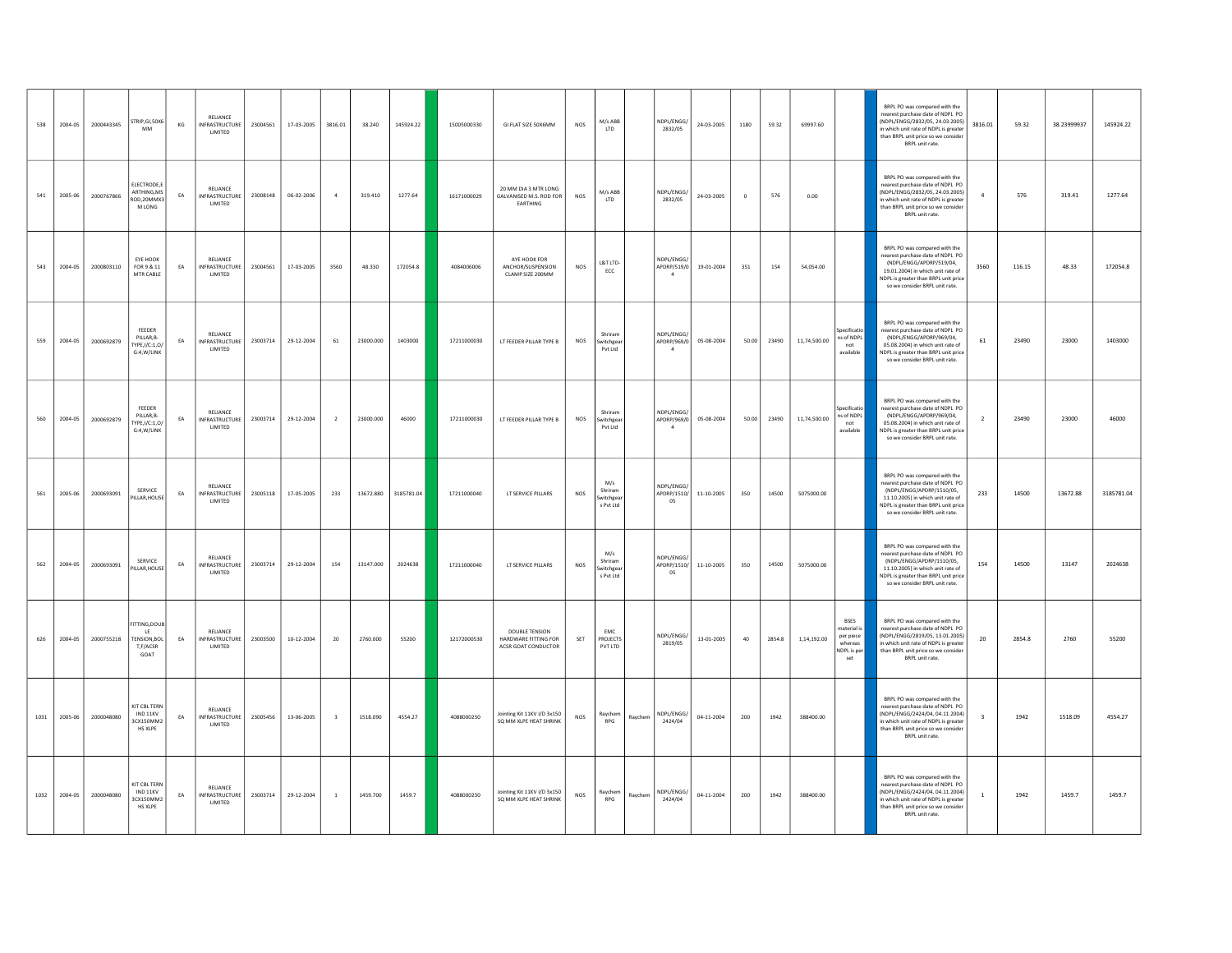| | | | | | | | | | | | | | | | | | | | | | | | | | | | | | |
|---|---|---|---|---|---|---|---|---|---|---|---|---|---|---|---|---|---|---|---|---|---|---|---|---|---|---|---|---|---|
| 538 | 2004-05 | 2000443345 | STRIP,GI,50X6 MM | KG | RELIANCE INFRASTRUCTURE LIMITED | 23004561 | 17-03-2005 | 3816.01 | 38.240 | 145924.22 | | 15005000330 | GI FLAT SIZE 50X6MM | NOS | M/s ABB LTD | | NDPL/ENGG/ 2832/05 | 24-03-2005 | 1180 | 59.32 | 69997.60 | | | BRPL PO was compared with the nearest purchase date of NDPL PO (NDPL/ENGG/2832/05, 24.03.2005) in which unit rate of NDPL is greater than BRPL unit price so we consider BRPL unit rate. | 3816.01 | 59.32 | 38.23999937 | 145924.22 |
| 541 | 2005-06 | 2000767866 | ELECTRODE,E ARTHING,MS ROD,20MMX3 M LONG | EA | RELIANCE INFRASTRUCTURE LIMITED | 23008148 | 06-02-2006 | 4 | 319.410 | 1277.64 | | 16171000029 | 20 MM DIA 3 MTR LONG GALVANISED M.S. ROD FOR EARTHING | NOS | M/s ABB LTD | | NDPL/ENGG/ 2832/05 | 24-03-2005 | 0 | 576 | 0.00 | | | BRPL PO was compared with the nearest purchase date of NDPL PO (NDPL/ENGG/2832/05, 24.03.2005) in which unit rate of NDPL is greater than BRPL unit price so we consider BRPL unit rate. | 4 | 576 | 319.41 | 1277.64 |
| 543 | 2004-05 | 2000803110 | EYE HOOK FOR 9 & 11 MTR CABLE | EA | RELIANCE INFRASTRUCTURE LIMITED | 23004561 | 17-03-2005 | 3560 | 48.330 | 172054.8 | | 4084006006 | AYE HOOK FOR ANCHOR/SUSPENSION CLAMP SIZE 200MM | NOS | L&T LTD-ECC | | NDPL/ENGG/ APDRP/519/0 4 | 19-01-2004 | 351 | 154 | 54,054.00 | | | BRPL PO was compared with the nearest purchase date of NDPL PO (NDPL/ENGG/APDRP/519/04, 19.01.2004) in which unit rate of NDPL is greater than BRPL unit price so we consider BRPL unit rate. | 3560 | 116.15 | 48.33 | 172054.8 |
| 559 | 2004-05 | 2000692879 | FEEDER PILLAR,B-TYPE,I/C:1,O/G:4,W/LINK | EA | RELIANCE INFRASTRUCTURE LIMITED | 23003714 | 29-12-2004 | 61 | 23000.000 | 1403000 | | 17211000030 | LT FEEDER PILLAR TYPE B | NOS | Shriram Switchgear Pvt Ltd | | NDPL/ENGG/ APDRP/969/0 4 | 05-08-2004 | 50.00 | 23490 | 11,74,500.00 | Specifications of NDPL not available | | BRPL PO was compared with the nearest purchase date of NDPL PO (NDPL/ENGG/APDRP/969/04, 05.08.2004) in which unit rate of NDPL is greater than BRPL unit price so we consider BRPL unit rate. | 61 | 23490 | 23000 | 1403000 |
| 560 | 2004-05 | 2000692879 | FEEDER PILLAR,B-TYPE,I/C:1,O/G:4,W/LINK | EA | RELIANCE INFRASTRUCTURE LIMITED | 23003714 | 29-12-2004 | 2 | 23000.000 | 46000 | | 17211000030 | LT FEEDER PILLAR TYPE B | NOS | Shriram Switchgear Pvt Ltd | | NDPL/ENGG/ APDRP/969/0 4 | 05-08-2004 | 50.00 | 23490 | 11,74,500.00 | Specifications of NDPL not available | | BRPL PO was compared with the nearest purchase date of NDPL PO (NDPL/ENGG/APDRP/969/04, 05.08.2004) in which unit rate of NDPL is greater than BRPL unit price so we consider BRPL unit rate. | 2 | 23490 | 23000 | 46000 |
| 561 | 2005-06 | 2000693091 | SERVICE PILLAR,HOUSE | EA | RELIANCE INFRASTRUCTURE LIMITED | 23005118 | 17-05-2005 | 233 | 13672.880 | 3185781.04 | | 17211000040 | LT SERVICE PILLARS | NOS | M/s Shriram Switchgears Pvt Ltd | | NDPL/ENGG/ APDRP/1510/ 05 | 11-10-2005 | 350 | 14500 | 5075000.00 | | | BRPL PO was compared with the nearest purchase date of NDPL PO (NDPL/ENGG/APDRP/1510/05, 11.10.2005) in which unit rate of NDPL is greater than BRPL unit price so we consider BRPL unit rate. | 233 | 14500 | 13672.88 | 3185781.04 |
| 562 | 2004-05 | 2000693091 | SERVICE PILLAR,HOUSE | EA | RELIANCE INFRASTRUCTURE LIMITED | 23003714 | 29-12-2004 | 154 | 13147.000 | 2024638 | | 17211000040 | LT SERVICE PILLARS | NOS | M/s Shriram Switchgears Pvt Ltd | | NDPL/ENGG/ APDRP/1510/ 05 | 11-10-2005 | 350 | 14500 | 5075000.00 | | | BRPL PO was compared with the nearest purchase date of NDPL PO (NDPL/ENGG/APDRP/1510/05, 11.10.2005) in which unit rate of NDPL is greater than BRPL unit price so we consider BRPL unit rate. | 154 | 14500 | 13147 | 2024638 |
| 626 | 2004-05 | 2000755218 | FITTING,DOUBLE TENSION,BOLT,F/ACSR GOAT | EA | RELIANCE INFRASTRUCTURE LIMITED | 23003500 | 10-12-2004 | 20 | 2760.000 | 55200 | | 12172000530 | DOUBLE TENSION HARDWARE FITTING FOR ACSR GOAT CONDUCTOR | SET | EMC PROJECTS PVT LTD | | NDPL/ENGG/ 2819/05 | 13-01-2005 | 40 | 2854.8 | 1,14,192.00 | BSES material is per piece whereas NDPL is per set | | BRPL PO was compared with the nearest purchase date of NDPL PO (NDPL/ENGG/2819/05, 13.01.2005) in which unit rate of NDPL is greater than BRPL unit price so we consider BRPL unit rate. | 20 | 2854.8 | 2760 | 55200 |
| 1031 | 2005-06 | 2000048080 | KIT CBL TERN IND 11KV 3CX150MM2 HS XLPE | EA | RELIANCE INFRASTRUCTURE LIMITED | 23005456 | 13-06-2005 | 3 | 1518.090 | 4554.27 | | 4088000230 | Jointing Kit 11KV I/D 3x150 SQ MM XLPE HEAT SHRINK | NOS | Raychem RPG | Raychem | NDPL/ENGG/ 2424/04 | 04-11-2004 | 200 | 1942 | 388400.00 | | | BRPL PO was compared with the nearest purchase date of NDPL PO (NDPL/ENGG/2424/04, 04.11.2004) in which unit rate of NDPL is greater than BRPL unit price so we consider BRPL unit rate. | 3 | 1942 | 1518.09 | 4554.27 |
| 1032 | 2004-05 | 2000048080 | KIT CBL TERN IND 11KV 3CX150MM2 HS XLPE | EA | RELIANCE INFRASTRUCTURE LIMITED | 23003714 | 29-12-2004 | 1 | 1459.700 | 1459.7 | | 4088000230 | Jointing Kit 11KV I/D 3x150 SQ MM XLPE HEAT SHRINK | NOS | Raychem RPG | Raychem | NDPL/ENGG/ 2424/04 | 04-11-2004 | 200 | 1942 | 388400.00 | | | BRPL PO was compared with the nearest purchase date of NDPL PO (NDPL/ENGG/2424/04, 04.11.2004) in which unit rate of NDPL is greater than BRPL unit price so we consider BRPL unit rate. | 1 | 1942 | 1459.7 | 1459.7 |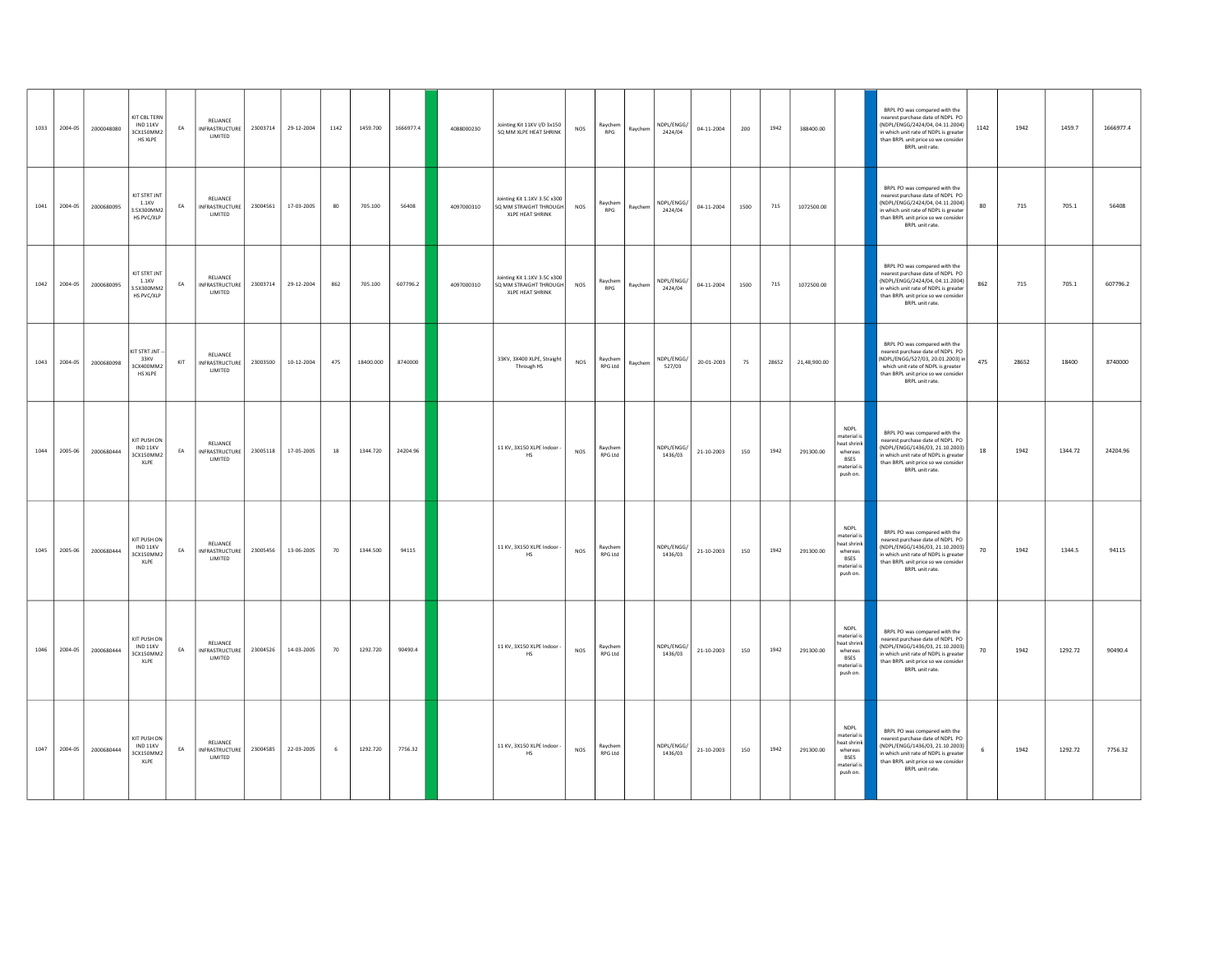| | | | | | | | | | | | | | | | | | | | | | | | | | | | | |
|---|---|---|---|---|---|---|---|---|---|---|---|---|---|---|---|---|---|---|---|---|---|---|---|---|---|---|---|---|
| 1033 | 2004-05 | 2000048080 | KIT CBL TERN IND 11KV 3CX150MM2 HS XLPE | EA | RELIANCE INFRASTRUCTURE LIMITED | 23003714 | 29-12-2004 | 1142 | 1459.700 | 1666977.4 | | 4088000230 | Jointing Kit 11KV I/D 3x150 SQ MM XLPE HEAT SHRINK | NOS | Raychem RPG | Raychem | NDPL/ENGG/ 2424/04 | 04-11-2004 | 200 | 1942 | 388400.00 | | | BRPL PO was compared with the nearest purchase date of NDPL PO (NDPL/ENGG/2424/04, 04.11.2004) in which unit rate of NDPL is greater than BRPL unit price so we consider BRPL unit rate. | 1142 | 1942 | 1459.7 | 1666977.4 |
| 1041 | 2004-05 | 2000680095 | KIT STRT JNT 1.1KV 3.5X300MM2 HS PVC/XLP | EA | RELIANCE INFRASTRUCTURE LIMITED | 23004561 | 17-03-2005 | 80 | 705.100 | 56408 | | 4097000310 | Jointing Kit 1.1KV 3.5C x300 SQ MM STRAIGHT THROUGH XLPE HEAT SHRINK | NOS | Raychem RPG | Raychem | NDPL/ENGG/ 2424/04 | 04-11-2004 | 1500 | 715 | 1072500.00 | | | BRPL PO was compared with the nearest purchase date of NDPL PO (NDPL/ENGG/2424/04, 04.11.2004) in which unit rate of NDPL is greater than BRPL unit price so we consider BRPL unit rate. | 80 | 715 | 705.1 | 56408 |
| 1042 | 2004-05 | 2000680095 | KIT STRT JNT 1.1KV 3.5X300MM2 HS PVC/XLP | EA | RELIANCE INFRASTRUCTURE LIMITED | 23003714 | 29-12-2004 | 862 | 705.100 | 607796.2 | | 4097000310 | Jointing Kit 1.1KV 3.5C x300 SQ MM STRAIGHT THROUGH XLPE HEAT SHRINK | NOS | Raychem RPG | Raychem | NDPL/ENGG/ 2424/04 | 04-11-2004 | 1500 | 715 | 1072500.00 | | | BRPL PO was compared with the nearest purchase date of NDPL PO (NDPL/ENGG/2424/04, 04.11.2004) in which unit rate of NDPL is greater than BRPL unit price so we consider BRPL unit rate. | 862 | 715 | 705.1 | 607796.2 |
| 1043 | 2004-05 | 2000680098 | KIT STRT JNT -- 33KV 3CX400MM2 HS XLPE | KIT | RELIANCE INFRASTRUCTURE LIMITED | 23003500 | 10-12-2004 | 475 | 18400.000 | 8740000 | | | 33KV, 3X400 XLPE, Straight Through HS | NOS | Raychem RPG Ltd | Raychem | NDPL/ENGG/ 527/03 | 20-01-2003 | 75 | 28652 | 21,48,900.00 | | | BRPL PO was compared with the nearest purchase date of NDPL PO (NDPL/ENGG/527/03, 20.01.2003) in which unit rate of NDPL is greater than BRPL unit price so we consider BRPL unit rate. | 475 | 28652 | 18400 | 8740000 |
| 1044 | 2005-06 | 2000680444 | KIT PUSH ON IND 11KV 3CX150MM2 XLPE | EA | RELIANCE INFRASTRUCTURE LIMITED | 23005118 | 17-05-2005 | 18 | 1344.720 | 24204.96 | | | 11 KV, 3X150 XLPE Indoor - HS | NOS | Raychem RPG Ltd | | NDPL/ENGG/ 1436/03 | 21-10-2003 | 150 | 1942 | 291300.00 | NDPL material is heat shrink whereas BSES material is push on. | | BRPL PO was compared with the nearest purchase date of NDPL PO (NDPL/ENGG/1436/03, 21.10.2003) in which unit rate of NDPL is greater than BRPL unit price so we consider BRPL unit rate. | 18 | 1942 | 1344.72 | 24204.96 |
| 1045 | 2005-06 | 2000680444 | KIT PUSH ON IND 11KV 3CX150MM2 XLPE | EA | RELIANCE INFRASTRUCTURE LIMITED | 23005456 | 13-06-2005 | 70 | 1344.500 | 94115 | | | 11 KV, 3X150 XLPE Indoor - HS | NOS | Raychem RPG Ltd | | NDPL/ENGG/ 1436/03 | 21-10-2003 | 150 | 1942 | 291300.00 | NDPL material is heat shrink whereas BSES material is push on. | | BRPL PO was compared with the nearest purchase date of NDPL PO (NDPL/ENGG/1436/03, 21.10.2003) in which unit rate of NDPL is greater than BRPL unit price so we consider BRPL unit rate. | 70 | 1942 | 1344.5 | 94115 |
| 1046 | 2004-05 | 2000680444 | KIT PUSH ON IND 11KV 3CX150MM2 XLPE | EA | RELIANCE INFRASTRUCTURE LIMITED | 23004526 | 14-03-2005 | 70 | 1292.720 | 90490.4 | | | 11 KV, 3X150 XLPE Indoor - HS | NOS | Raychem RPG Ltd | | NDPL/ENGG/ 1436/03 | 21-10-2003 | 150 | 1942 | 291300.00 | NDPL material is heat shrink whereas BSES material is push on. | | BRPL PO was compared with the nearest purchase date of NDPL PO (NDPL/ENGG/1436/03, 21.10.2003) in which unit rate of NDPL is greater than BRPL unit price so we consider BRPL unit rate. | 70 | 1942 | 1292.72 | 90490.4 |
| 1047 | 2004-05 | 2000680444 | KIT PUSH ON IND 11KV 3CX150MM2 XLPE | EA | RELIANCE INFRASTRUCTURE LIMITED | 23004585 | 22-03-2005 | 6 | 1292.720 | 7756.32 | | | 11 KV, 3X150 XLPE Indoor - HS | NOS | Raychem RPG Ltd | | NDPL/ENGG/ 1436/03 | 21-10-2003 | 150 | 1942 | 291300.00 | NDPL material is heat shrink whereas BSES material is push on. | | BRPL PO was compared with the nearest purchase date of NDPL PO (NDPL/ENGG/1436/03, 21.10.2003) in which unit rate of NDPL is greater than BRPL unit price so we consider BRPL unit rate. | 6 | 1942 | 1292.72 | 7756.32 |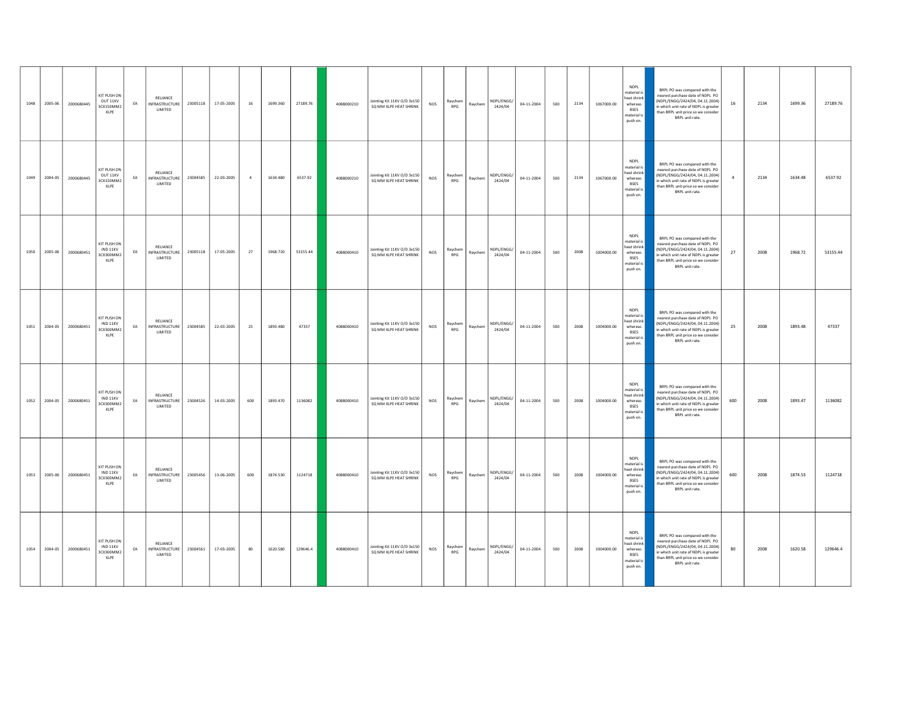| | | | | | | | | | | | | | | | | | | | | | | | | | | | | | | |
|---|---|---|---|---|---|---|---|---|---|---|---|---|---|---|---|---|---|---|---|---|---|---|---|---|---|---|---|---|---|---|
| 1048 | 2005-06 | 2000680445 | KIT PUSH ON OUT 11KV 3CX150MM2 XLPE | EA | RELIANCE INFRASTRUCTURE LIMITED | 23005118 | 17-05-2005 | 16 | 1699.360 | 27189.76 | | 4088000210 | Jointing Kit 11KV O/D 3x150 SQ MM XLPE HEAT SHRINK | NOS | Raychem RPG | Raychem | NDPL/ENGG/ 2424/04 | 04-11-2004 | 500 | 2134 | 1067000.00 | NDPL material is heat shrink whereas BSES material is push on. | | BRPL PO was compared with the nearest purchase date of NDPL PO (NDPL/ENGG/2424/04, 04.11.2004) in which unit rate of NDPL is greater than BRPL unit price so we consider BRPL unit rate. | 16 | 2134 | 1699.36 | 27189.76 |
| 1049 | 2004-05 | 2000680445 | KIT PUSH ON OUT 11KV 3CX150MM2 XLPE | EA | RELIANCE INFRASTRUCTURE LIMITED | 23004585 | 22-03-2005 | 4 | 1634.480 | 6537.92 | | 4088000210 | Jointing Kit 11KV O/D 3x150 SQ MM XLPE HEAT SHRINK | NOS | Raychem RPG | Raychem | NDPL/ENGG/ 2424/04 | 04-11-2004 | 500 | 2134 | 1067000.00 | NDPL material is heat shrink whereas BSES material is push on. | | BRPL PO was compared with the nearest purchase date of NDPL PO (NDPL/ENGG/2424/04, 04.11.2004) in which unit rate of NDPL is greater than BRPL unit price so we consider BRPL unit rate. | 4 | 2134 | 1634.48 | 6537.92 |
| 1050 | 2005-06 | 2000680451 | KIT PUSH ON IND 11KV 3CX300MM2 XLPE | EA | RELIANCE INFRASTRUCTURE LIMITED | 23005118 | 17-05-2005 | 27 | 1968.720 | 53155.44 | | 4088000410 | Jointing Kit 11KV O/D 3x150 SQ MM XLPE HEAT SHRINK | NOS | Raychem RPG | Raychem | NDPL/ENGG/ 2424/04 | 04-11-2004 | 500 | 2008 | 1004000.00 | NDPL material is heat shrink whereas BSES material is push on. | | BRPL PO was compared with the nearest purchase date of NDPL PO (NDPL/ENGG/2424/04, 04.11.2004) in which unit rate of NDPL is greater than BRPL unit price so we consider BRPL unit rate. | 27 | 2008 | 1968.72 | 53155.44 |
| 1051 | 2004-05 | 2000680451 | KIT PUSH ON IND 11KV 3CX300MM2 XLPE | EA | RELIANCE INFRASTRUCTURE LIMITED | 23004585 | 22-03-2005 | 25 | 1893.480 | 47337 | | 4088000410 | Jointing Kit 11KV O/D 3x150 SQ MM XLPE HEAT SHRINK | NOS | Raychem RPG | Raychem | NDPL/ENGG/ 2424/04 | 04-11-2004 | 500 | 2008 | 1004000.00 | NDPL material is heat shrink whereas BSES material is push on. | | BRPL PO was compared with the nearest purchase date of NDPL PO (NDPL/ENGG/2424/04, 04.11.2004) in which unit rate of NDPL is greater than BRPL unit price so we consider BRPL unit rate. | 25 | 2008 | 1893.48 | 47337 |
| 1052 | 2004-05 | 2000680451 | KIT PUSH ON IND 11KV 3CX300MM2 XLPE | EA | RELIANCE INFRASTRUCTURE LIMITED | 23004526 | 14-03-2005 | 600 | 1893.470 | 1136082 | | 4088000410 | Jointing Kit 11KV O/D 3x150 SQ MM XLPE HEAT SHRINK | NOS | Raychem RPG | Raychem | NDPL/ENGG/ 2424/04 | 04-11-2004 | 500 | 2008 | 1004000.00 | NDPL material is heat shrink whereas BSES material is push on. | | BRPL PO was compared with the nearest purchase date of NDPL PO (NDPL/ENGG/2424/04, 04.11.2004) in which unit rate of NDPL is greater than BRPL unit price so we consider BRPL unit rate. | 600 | 2008 | 1893.47 | 1136082 |
| 1053 | 2005-06 | 2000680451 | KIT PUSH ON IND 11KV 3CX300MM2 XLPE | EA | RELIANCE INFRASTRUCTURE LIMITED | 23005456 | 13-06-2005 | 600 | 1874.530 | 1124718 | | 4088000410 | Jointing Kit 11KV O/D 3x150 SQ MM XLPE HEAT SHRINK | NOS | Raychem RPG | Raychem | NDPL/ENGG/ 2424/04 | 04-11-2004 | 500 | 2008 | 1004000.00 | NDPL material is heat shrink whereas BSES material is push on. | | BRPL PO was compared with the nearest purchase date of NDPL PO (NDPL/ENGG/2424/04, 04.11.2004) in which unit rate of NDPL is greater than BRPL unit price so we consider BRPL unit rate. | 600 | 2008 | 1874.53 | 1124718 |
| 1054 | 2004-05 | 2000680451 | KIT PUSH ON IND 11KV 3CX300MM2 XLPE | EA | RELIANCE INFRASTRUCTURE LIMITED | 23004561 | 17-03-2005 | 80 | 1620.580 | 129646.4 | | 4088000410 | Jointing Kit 11KV O/D 3x150 SQ MM XLPE HEAT SHRINK | NOS | Raychem RPG | Raychem | NDPL/ENGG/ 2424/04 | 04-11-2004 | 500 | 2008 | 1004000.00 | NDPL material is heat shrink whereas BSES material is push on. | | BRPL PO was compared with the nearest purchase date of NDPL PO (NDPL/ENGG/2424/04, 04.11.2004) in which unit rate of NDPL is greater than BRPL unit price so we consider BRPL unit rate. | 80 | 2008 | 1620.58 | 129646.4 |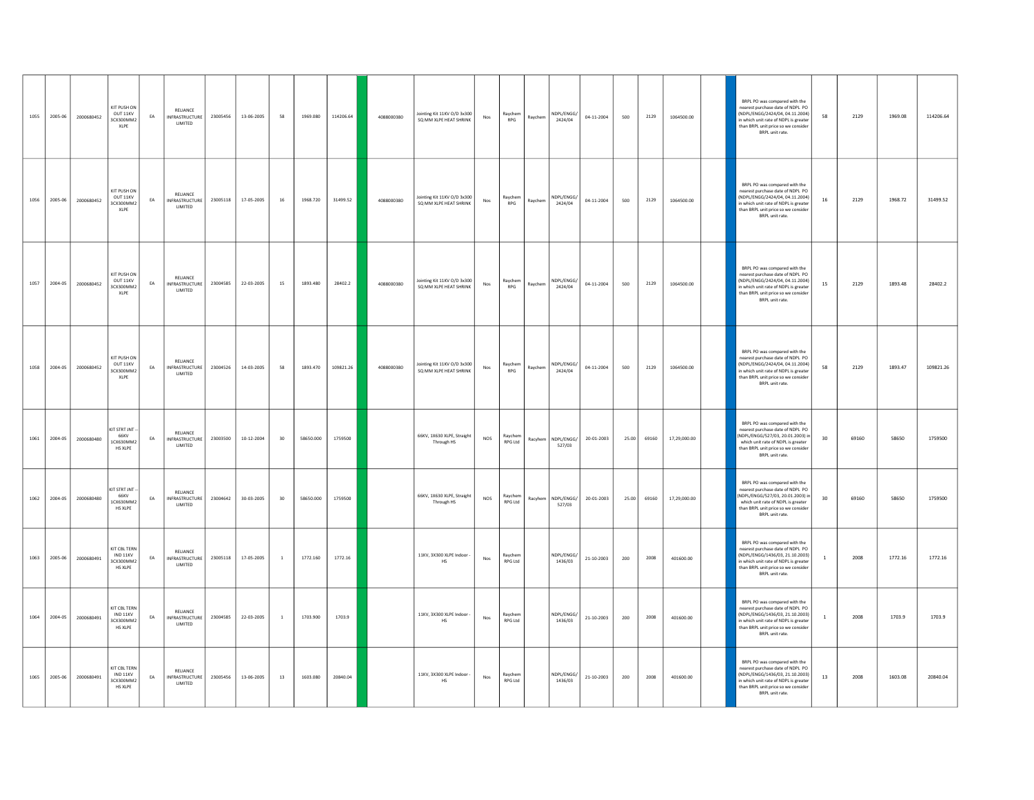| | | | | | | | | | | | | | | | | | | | | | | | | | | | | | |
|---|---|---|---|---|---|---|---|---|---|---|---|---|---|---|---|---|---|---|---|---|---|---|---|---|---|---|---|---|---|
| 1055 | 2005-06 | 2000680452 | KIT PUSH ON OUT 11KV 3CX300MM2 XLPE | EA | RELIANCE INFRASTRUCTURE LIMITED | 23005456 | 13-06-2005 | 58 | 1969.080 | 114206.64 | | 4088000380 | Jointing Kit 11KV O/D 3x300 SQ MM XLPE HEAT SHRINK | Nos | Raychem RPG | Raychem | NDPL/ENGG/ 2424/04 | 04-11-2004 | 500 | 2129 | 1064500.00 | | | BRPL PO was compared with the nearest purchase date of NDPL PO (NDPL/ENGG/2424/04, 04.11.2004) in which unit rate of NDPL is greater than BRPL unit price so we consider BRPL unit rate. | 58 | 2129 | 1969.08 | 114206.64 |
| 1056 | 2005-06 | 2000680452 | KIT PUSH ON OUT 11KV 3CX300MM2 XLPE | EA | RELIANCE INFRASTRUCTURE LIMITED | 23005118 | 17-05-2005 | 16 | 1968.720 | 31499.52 | | 4088000380 | Jointing Kit 11KV O/D 3x300 SQ MM XLPE HEAT SHRINK | Nos | Raychem RPG | Raychem | NDPL/ENGG/ 2424/04 | 04-11-2004 | 500 | 2129 | 1064500.00 | | | BRPL PO was compared with the nearest purchase date of NDPL PO (NDPL/ENGG/2424/04, 04.11.2004) in which unit rate of NDPL is greater than BRPL unit price so we consider BRPL unit rate. | 16 | 2129 | 1968.72 | 31499.52 |
| 1057 | 2004-05 | 2000680452 | KIT PUSH ON OUT 11KV 3CX300MM2 XLPE | EA | RELIANCE INFRASTRUCTURE LIMITED | 23004585 | 22-03-2005 | 15 | 1893.480 | 28402.2 | | 4088000380 | Jointing Kit 11KV O/D 3x300 SQ MM XLPE HEAT SHRINK | Nos | Raychem RPG | Raychem | NDPL/ENGG/ 2424/04 | 04-11-2004 | 500 | 2129 | 1064500.00 | | | BRPL PO was compared with the nearest purchase date of NDPL PO (NDPL/ENGG/2424/04, 04.11.2004) in which unit rate of NDPL is greater than BRPL unit price so we consider BRPL unit rate. | 15 | 2129 | 1893.48 | 28402.2 |
| 1058 | 2004-05 | 2000680452 | KIT PUSH ON OUT 11KV 3CX300MM2 XLPE | EA | RELIANCE INFRASTRUCTURE LIMITED | 23004526 | 14-03-2005 | 58 | 1893.470 | 109821.26 | | 4088000380 | Jointing Kit 11KV O/D 3x300 SQ MM XLPE HEAT SHRINK | Nos | Raychem RPG | Raychem | NDPL/ENGG/ 2424/04 | 04-11-2004 | 500 | 2129 | 1064500.00 | | | BRPL PO was compared with the nearest purchase date of NDPL PO (NDPL/ENGG/2424/04, 04.11.2004) in which unit rate of NDPL is greater than BRPL unit price so we consider BRPL unit rate. | 58 | 2129 | 1893.47 | 109821.26 |
| 1061 | 2004-05 | 2000680480 | KIT STRT JNT -- 66KV 1CX630MM2 HS XLPE | EA | RELIANCE INFRASTRUCTURE LIMITED | 23003500 | 10-12-2004 | 30 | 58650.000 | 1759500 | | | 66KV, 1X630 XLPE, Straight Through HS | NOS | Raychem RPG Ltd | Racyhem | NDPL/ENGG/ 527/03 | 20-01-2003 | 25.00 | 69160 | 17,29,000.00 | | | BRPL PO was compared with the nearest purchase date of NDPL PO (NDPL/ENGG/527/03, 20.01.2003) in which unit rate of NDPL is greater than BRPL unit price so we consider BRPL unit rate. | 30 | 69160 | 58650 | 1759500 |
| 1062 | 2004-05 | 2000680480 | KIT STRT JNT -- 66KV 1CX630MM2 HS XLPE | EA | RELIANCE INFRASTRUCTURE LIMITED | 23004642 | 30-03-2005 | 30 | 58650.000 | 1759500 | | | 66KV, 1X630 XLPE, Straight Through HS | NOS | Raychem RPG Ltd | Racyhem | NDPL/ENGG/ 527/03 | 20-01-2003 | 25.00 | 69160 | 17,29,000.00 | | | BRPL PO was compared with the nearest purchase date of NDPL PO (NDPL/ENGG/527/03, 20.01.2003) in which unit rate of NDPL is greater than BRPL unit price so we consider BRPL unit rate. | 30 | 69160 | 58650 | 1759500 |
| 1063 | 2005-06 | 2000680491 | KIT CBL TERN IND 11KV 3CX300MM2 HS XLPE | EA | RELIANCE INFRASTRUCTURE LIMITED | 23005118 | 17-05-2005 | 1 | 1772.160 | 1772.16 | | | 11KV, 3X300 XLPE Indoor - HS | Nos | Raychem RPG Ltd | | NDPL/ENGG/ 1436/03 | 21-10-2003 | 200 | 2008 | 401600.00 | | | BRPL PO was compared with the nearest purchase date of NDPL PO (NDPL/ENGG/1436/03, 21.10.2003) in which unit rate of NDPL is greater than BRPL unit price so we consider BRPL unit rate. | 1 | 2008 | 1772.16 | 1772.16 |
| 1064 | 2004-05 | 2000680491 | KIT CBL TERN IND 11KV 3CX300MM2 HS XLPE | EA | RELIANCE INFRASTRUCTURE LIMITED | 23004585 | 22-03-2005 | 1 | 1703.900 | 1703.9 | | | 11KV, 3X300 XLPE Indoor - HS | Nos | Raychem RPG Ltd | | NDPL/ENGG/ 1436/03 | 21-10-2003 | 200 | 2008 | 401600.00 | | | BRPL PO was compared with the nearest purchase date of NDPL PO (NDPL/ENGG/1436/03, 21.10.2003) in which unit rate of NDPL is greater than BRPL unit price so we consider BRPL unit rate. | 1 | 2008 | 1703.9 | 1703.9 |
| 1065 | 2005-06 | 2000680491 | KIT CBL TERN IND 11KV 3CX300MM2 HS XLPE | EA | RELIANCE INFRASTRUCTURE LIMITED | 23005456 | 13-06-2005 | 13 | 1603.080 | 20840.04 | | | 11KV, 3X300 XLPE Indoor - HS | Nos | Raychem RPG Ltd | | NDPL/ENGG/ 1436/03 | 21-10-2003 | 200 | 2008 | 401600.00 | | | BRPL PO was compared with the nearest purchase date of NDPL PO (NDPL/ENGG/1436/03, 21.10.2003) in which unit rate of NDPL is greater than BRPL unit price so we consider BRPL unit rate. | 13 | 2008 | 1603.08 | 20840.04 |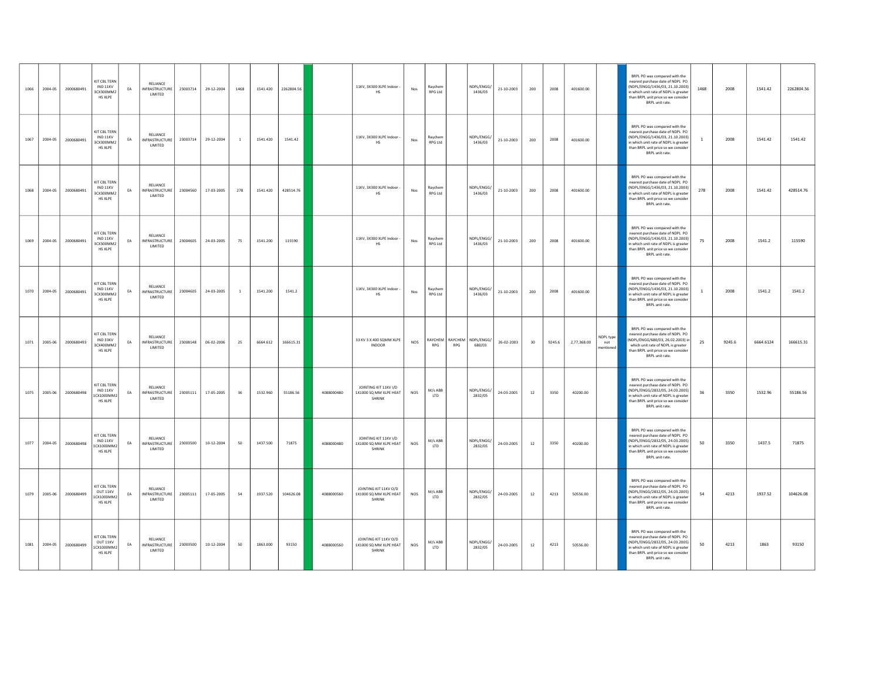| 1066 | 2004-05 | 2000680491 | KIT CBL TERN IND 11KV 3CX300MM2 HS XLPE | EA | RELIANCE INFRASTRUCTURE LIMITED | 23003714 | 29-12-2004 | 1468 | 1541.420 | 2262804.56 | | | 11KV, 3X300 XLPE Indoor - HS | Nos | Raychem RPG Ltd | | NDPL/ENGG/ 1436/03 | 21-10-2003 | 200 | 2008 | 401600.00 | | | BRPL PO was compared with the nearest purchase date of NDPL PO (NDPL/ENGG/1436/03, 21.10.2003) in which unit rate of NDPL is greater than BRPL unit price so we consider BRPL unit rate. | 1468 | 2008 | 1541.42 | 2262804.56 |
|---|---|---|---|---|---|---|---|---|---|---|---|---|---|---|---|---|---|---|---|---|---|---|---|---|---|---|---|---|
| 1067 | 2004-05 | 2000680491 | KIT CBL TERN IND 11KV 3CX300MM2 HS XLPE | EA | RELIANCE INFRASTRUCTURE LIMITED | 23003714 | 29-12-2004 | 1 | 1541.420 | 1541.42 | | | 11KV, 3X300 XLPE Indoor - HS | Nos | Raychem RPG Ltd | | NDPL/ENGG/ 1436/03 | 21-10-2003 | 200 | 2008 | 401600.00 | | | BRPL PO was compared with the nearest purchase date of NDPL PO (NDPL/ENGG/1436/03, 21.10.2003) in which unit rate of NDPL is greater than BRPL unit price so we consider BRPL unit rate. | 1 | 2008 | 1541.42 | 1541.42 |
| 1068 | 2004-05 | 2000680491 | KIT CBL TERN IND 11KV 3CX300MM2 HS XLPE | EA | RELIANCE INFRASTRUCTURE LIMITED | 23004560 | 17-03-2005 | 278 | 1541.420 | 428514.76 | | | 11KV, 3X300 XLPE Indoor - HS | Nos | Raychem RPG Ltd | | NDPL/ENGG/ 1436/03 | 21-10-2003 | 200 | 2008 | 401600.00 | | | BRPL PO was compared with the nearest purchase date of NDPL PO (NDPL/ENGG/1436/03, 21.10.2003) in which unit rate of NDPL is greater than BRPL unit price so we consider BRPL unit rate. | 278 | 2008 | 1541.42 | 428514.76 |
| 1069 | 2004-05 | 2000680491 | KIT CBL TERN IND 11KV 3CX300MM2 HS XLPE | EA | RELIANCE INFRASTRUCTURE LIMITED | 23004605 | 24-03-2005 | 75 | 1541.200 | 115590 | | | 11KV, 3X300 XLPE Indoor - HS | Nos | Raychem RPG Ltd | | NDPL/ENGG/ 1436/03 | 21-10-2003 | 200 | 2008 | 401600.00 | | | BRPL PO was compared with the nearest purchase date of NDPL PO (NDPL/ENGG/1436/03, 21.10.2003) in which unit rate of NDPL is greater than BRPL unit price so we consider BRPL unit rate. | 75 | 2008 | 1541.2 | 115590 |
| 1070 | 2004-05 | 2000680491 | KIT CBL TERN IND 11KV 3CX300MM2 HS XLPE | EA | RELIANCE INFRASTRUCTURE LIMITED | 23004605 | 24-03-2005 | 1 | 1541.200 | 1541.2 | | | 11KV, 3X300 XLPE Indoor - HS | Nos | Raychem RPG Ltd | | NDPL/ENGG/ 1436/03 | 21-10-2003 | 200 | 2008 | 401600.00 | | | BRPL PO was compared with the nearest purchase date of NDPL PO (NDPL/ENGG/1436/03, 21.10.2003) in which unit rate of NDPL is greater than BRPL unit price so we consider BRPL unit rate. | 1 | 2008 | 1541.2 | 1541.2 |
| 1071 | 2005-06 | 2000680493 | KIT CBL TERN IND 33KV 3CX400MM2 HS XLPE | EA | RELIANCE INFRASTRUCTURE LIMITED | 23008148 | 06-02-2006 | 25 | 6664.612 | 166615.31 | | | 33 KV 3 X 400 SQMM XLPE INDOOR | NOS | RAYCHEM RPG | RAYCHEM RPG | NDPL/ENGG/ 680/03 | 26-02-2003 | 30 | 9245.6 | 2,77,368.00 | NDPL type not mentioned | | BRPL PO was compared with the nearest purchase date of NDPL PO (NDPL/ENGG/680/03, 26.02.2003) in which unit rate of NDPL is greater than BRPL unit price so we consider BRPL unit rate. | 25 | 9245.6 | 6664.6124 | 166615.31 |
| 1075 | 2005-06 | 2000680498 | KIT CBL TERN IND 11KV 1CX1000MM2 HS XLPE | EA | RELIANCE INFRASTRUCTURE LIMITED | 23005111 | 17-05-2005 | 36 | 1532.960 | 55186.56 | | 4088000480 | JOINTING KIT 11KV I/D 1X1000 SQ MM XLPE HEAT SHRINK | NOS | M/s ABB LTD | | NDPL/ENGG/ 2832/05 | 24-03-2005 | 12 | 3350 | 40200.00 | | | BRPL PO was compared with the nearest purchase date of NDPL PO (NDPL/ENGG/2832/05, 24.03.2005) in which unit rate of NDPL is greater than BRPL unit price so we consider BRPL unit rate. | 36 | 3350 | 1532.96 | 55186.56 |
| 1077 | 2004-05 | 2000680498 | KIT CBL TERN IND 11KV 1CX1000MM2 HS XLPE | EA | RELIANCE INFRASTRUCTURE LIMITED | 23003500 | 10-12-2004 | 50 | 1437.500 | 71875 | | 4088000480 | JOINTING KIT 11KV I/D 1X1000 SQ MM XLPE HEAT SHRINK | NOS | M/s ABB LTD | | NDPL/ENGG/ 2832/05 | 24-03-2005 | 12 | 3350 | 40200.00 | | | BRPL PO was compared with the nearest purchase date of NDPL PO (NDPL/ENGG/2832/05, 24.03.2005) in which unit rate of NDPL is greater than BRPL unit price so we consider BRPL unit rate. | 50 | 3350 | 1437.5 | 71875 |
| 1079 | 2005-06 | 2000680499 | KIT CBL TERN OUT 11KV 1CX1000MM2 HS XLPE | EA | RELIANCE INFRASTRUCTURE LIMITED | 23005111 | 17-05-2005 | 54 | 1937.520 | 104626.08 | | 4088000560 | JOINTING KIT 11KV O/D 1X1000 SQ MM XLPE HEAT SHRINK | NOS | M/s ABB LTD | | NDPL/ENGG/ 2832/05 | 24-03-2005 | 12 | 4213 | 50556.00 | | | BRPL PO was compared with the nearest purchase date of NDPL PO (NDPL/ENGG/2832/05, 24.03.2005) in which unit rate of NDPL is greater than BRPL unit price so we consider BRPL unit rate. | 54 | 4213 | 1937.52 | 104626.08 |
| 1081 | 2004-05 | 2000680499 | KIT CBL TERN OUT 11KV 1CX1000MM2 HS XLPE | EA | RELIANCE INFRASTRUCTURE LIMITED | 23003500 | 10-12-2004 | 50 | 1863.000 | 93150 | | 4088000560 | JOINTING KIT 11KV O/D 1X1000 SQ MM XLPE HEAT SHRINK | NOS | M/s ABB LTD | | NDPL/ENGG/ 2832/05 | 24-03-2005 | 12 | 4213 | 50556.00 | | | BRPL PO was compared with the nearest purchase date of NDPL PO (NDPL/ENGG/2832/05, 24.03.2005) in which unit rate of NDPL is greater than BRPL unit price so we consider BRPL unit rate. | 50 | 4213 | 1863 | 93150 |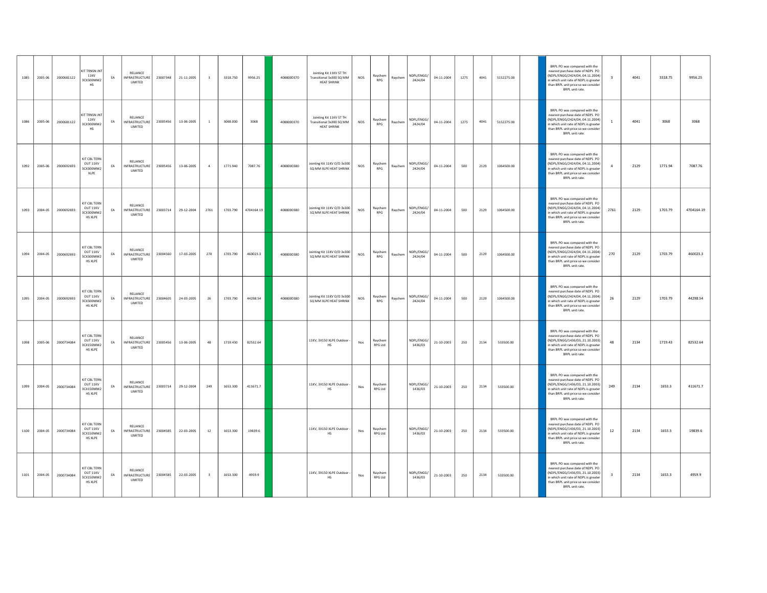| | | | | | | | | | | | | | | | | | | | | | | | | | | | | | |
|---|---|---|---|---|---|---|---|---|---|---|---|---|---|---|---|---|---|---|---|---|---|---|---|---|---|---|---|---|---|
| 1085 | 2005-06 | 2000681122 | KIT TRNSN JNT 11KV 3CX300MM2 HS | EA | RELIANCE INFRASTRUCTURE LIMITED | 23007348 | 21-11-2005 | 3 | 3318.750 | 9956.25 | | 4088000370 | Jointing Kit 11KV ST TH Transitional 3x300 SQ MM HEAT SHRINK | NOS | Raychem RPG | Raychem | NDPL/ENGG/2424/04 | 04-11-2004 | 1275 | 4041 | 5152275.00 | | | BRPL PO was compared with the nearest purchase date of NDPL PO (NDPL/ENGG/2424/04, 04.11.2004) in which unit rate of NDPL is greater than BRPL unit price so we consider BRPL unit rate. | 3 | 4041 | 3318.75 | 9956.25 |
| 1086 | 2005-06 | 2000681122 | KIT TRNSN JNT 11KV 3CX300MM2 HS | EA | RELIANCE INFRASTRUCTURE LIMITED | 23005456 | 13-06-2005 | 1 | 3068.000 | 3068 | | 4088000370 | Jointing Kit 11KV ST TH Transitional 3x300 SQ MM HEAT SHRINK | NOS | Raychem RPG | Raychem | NDPL/ENGG/2424/04 | 04-11-2004 | 1275 | 4041 | 5152275.00 | | | BRPL PO was compared with the nearest purchase date of NDPL PO (NDPL/ENGG/2424/04, 04.11.2004) in which unit rate of NDPL is greater than BRPL unit price so we consider BRPL unit rate. | 1 | 4041 | 3068 | 3068 |
| 1092 | 2005-06 | 2000692693 | KIT CBL TERN OUT 11KV 3CX300MM2 XLPE | EA | RELIANCE INFRASTRUCTURE LIMITED | 23005456 | 13-06-2005 | 4 | 1771.940 | 7087.76 | | 4088000380 | Jointing Kit 11KV O/D 3x300 SQ MM XLPE HEAT SHRINK | NOS | Raychem RPG | Raychem | NDPL/ENGG/2424/04 | 04-11-2004 | 500 | 2129 | 1064500.00 | | | BRPL PO was compared with the nearest purchase date of NDPL PO (NDPL/ENGG/2424/04, 04.11.2004) in which unit rate of NDPL is greater than BRPL unit price so we consider BRPL unit rate. | 4 | 2129 | 1771.94 | 7087.76 |
| 1093 | 2004-05 | 2000692693 | KIT CBL TERN OUT 11KV 3CX300MM2 HS XLPE | EA | RELIANCE INFRASTRUCTURE LIMITED | 23003714 | 29-12-2004 | 2761 | 1703.790 | 4704164.19 | | 4088000380 | Jointing Kit 11KV O/D 3x300 SQ MM XLPE HEAT SHRINK | NOS | Raychem RPG | Raychem | NDPL/ENGG/2424/04 | 04-11-2004 | 500 | 2129 | 1064500.00 | | | BRPL PO was compared with the nearest purchase date of NDPL PO (NDPL/ENGG/2424/04, 04.11.2004) in which unit rate of NDPL is greater than BRPL unit price so we consider BRPL unit rate. | 2761 | 2129 | 1703.79 | 4704164.19 |
| 1094 | 2004-05 | 2000692693 | KIT CBL TERN OUT 11KV 3CX300MM2 HS XLPE | EA | RELIANCE INFRASTRUCTURE LIMITED | 23004560 | 17-03-2005 | 270 | 1703.790 | 460023.3 | | 4088000380 | Jointing Kit 11KV O/D 3x300 SQ MM XLPE HEAT SHRINK | NOS | Raychem RPG | Raychem | NDPL/ENGG/2424/04 | 04-11-2004 | 500 | 2129 | 1064500.00 | | | BRPL PO was compared with the nearest purchase date of NDPL PO (NDPL/ENGG/2424/04, 04.11.2004) in which unit rate of NDPL is greater than BRPL unit price so we consider BRPL unit rate. | 270 | 2129 | 1703.79 | 460023.3 |
| 1095 | 2004-05 | 2000692693 | KIT CBL TERN OUT 11KV 3CX300MM2 HS XLPE | EA | RELIANCE INFRASTRUCTURE LIMITED | 23004605 | 24-03-2005 | 26 | 1703.790 | 44298.54 | | 4088000380 | Jointing Kit 11KV O/D 3x300 SQ MM XLPE HEAT SHRINK | NOS | Raychem RPG | Raychem | NDPL/ENGG/2424/04 | 04-11-2004 | 500 | 2129 | 1064500.00 | | | BRPL PO was compared with the nearest purchase date of NDPL PO (NDPL/ENGG/2424/04, 04.11.2004) in which unit rate of NDPL is greater than BRPL unit price so we consider BRPL unit rate. | 26 | 2129 | 1703.79 | 44298.54 |
| 1098 | 2005-06 | 2000734084 | KIT CBL TERN OUT 11KV 3CX150MM2 HS XLPE | EA | RELIANCE INFRASTRUCTURE LIMITED | 23005456 | 13-06-2005 | 48 | 1719.430 | 82532.64 | | | 11KV, 3X150 XLPE Outdoor - HS | Nos | Raychem RPG Ltd | | NDPL/ENGG/1436/03 | 21-10-2003 | 250 | 2134 | 533500.00 | | | BRPL PO was compared with the nearest purchase date of NDPL PO (NDPL/ENGG/1436/03, 21.10.2003) in which unit rate of NDPL is greater than BRPL unit price so we consider BRPL unit rate. | 48 | 2134 | 1719.43 | 82532.64 |
| 1099 | 2004-05 | 2000734084 | KIT CBL TERN OUT 11KV 3CX150MM2 HS XLPE | EA | RELIANCE INFRASTRUCTURE LIMITED | 23003714 | 29-12-2004 | 249 | 1653.300 | 411671.7 | | | 11KV, 3X150 XLPE Outdoor - HS | Nos | Raychem RPG Ltd | | NDPL/ENGG/1436/03 | 21-10-2003 | 250 | 2134 | 533500.00 | | | BRPL PO was compared with the nearest purchase date of NDPL PO (NDPL/ENGG/1436/03, 21.10.2003) in which unit rate of NDPL is greater than BRPL unit price so we consider BRPL unit rate. | 249 | 2134 | 1653.3 | 411671.7 |
| 1100 | 2004-05 | 2000734084 | KIT CBL TERN OUT 11KV 3CX150MM2 HS XLPE | EA | RELIANCE INFRASTRUCTURE LIMITED | 23004585 | 22-03-2005 | 12 | 1653.300 | 19839.6 | | | 11KV, 3X150 XLPE Outdoor - HS | Nos | Raychem RPG Ltd | | NDPL/ENGG/1436/03 | 21-10-2003 | 250 | 2134 | 533500.00 | | | BRPL PO was compared with the nearest purchase date of NDPL PO (NDPL/ENGG/1436/03, 21.10.2003) in which unit rate of NDPL is greater than BRPL unit price so we consider BRPL unit rate. | 12 | 2134 | 1653.3 | 19839.6 |
| 1101 | 2004-05 | 2000734084 | KIT CBL TERN OUT 11KV 3CX150MM2 HS XLPE | EA | RELIANCE INFRASTRUCTURE LIMITED | 23004585 | 22-03-2005 | 3 | 1653.300 | 4959.9 | | | 11KV, 3X150 XLPE Outdoor - HS | Nos | Raychem RPG Ltd | | NDPL/ENGG/1436/03 | 21-10-2003 | 250 | 2134 | 533500.00 | | | BRPL PO was compared with the nearest purchase date of NDPL PO (NDPL/ENGG/1436/03, 21.10.2003) in which unit rate of NDPL is greater than BRPL unit price so we consider BRPL unit rate. | 3 | 2134 | 1653.3 | 4959.9 |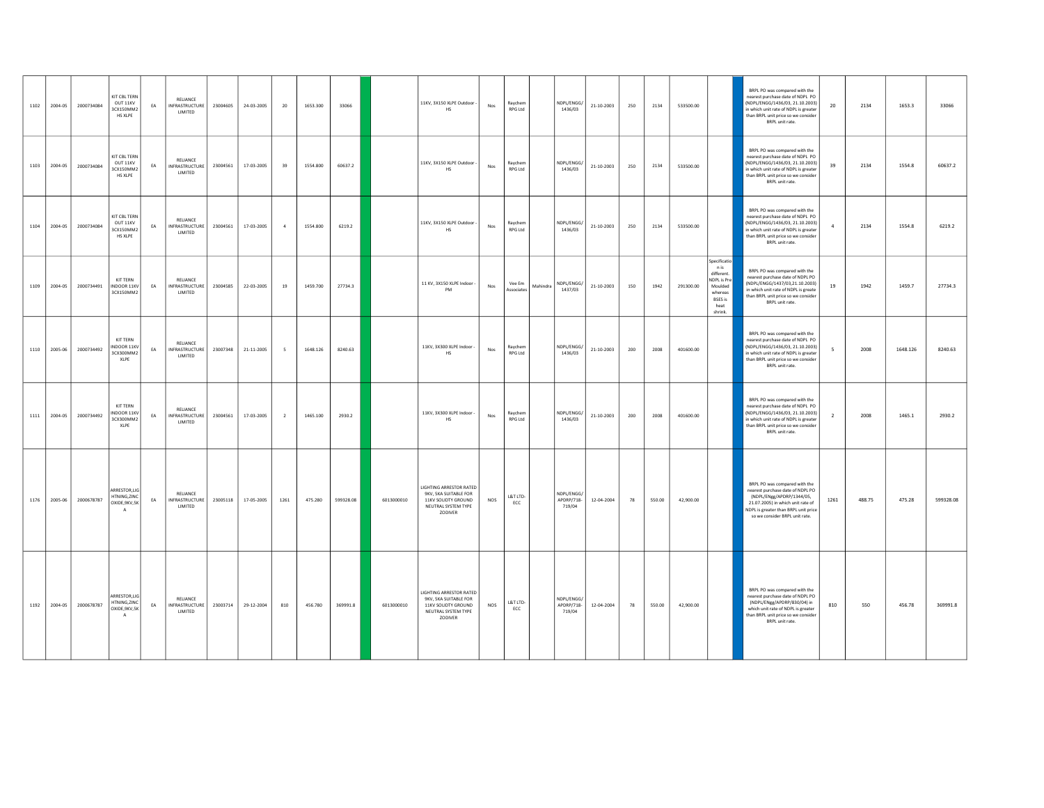| | | | | | | | | | | | | | | | | | | | | | | | | | | | | | |
|---|---|---|---|---|---|---|---|---|---|---|---|---|---|---|---|---|---|---|---|---|---|---|---|---|---|---|---|---|---|
| 1102 | 2004-05 | 2000734084 | KIT CBL TERN OUT 11KV 3CX150MM2 HS XLPE | EA | RELIANCE INFRASTRUCTURE LIMITED | 23004605 | 24-03-2005 | 20 | 1653.300 | 33066 | | | 11KV, 3X150 XLPE Outdoor - HS | Nos | Raychem RPG Ltd | | NDPL/ENGG/ 1436/03 | 21-10-2003 | 250 | 2134 | 533500.00 | | | BRPL PO was compared with the nearest purchase date of NDPL PO (NDPL/ENGG/1436/03, 21.10.2003) in which unit rate of NDPL is greater than BRPL unit price so we consider BRPL unit rate. | 20 | 2134 | 1653.3 | 33066 |
| 1103 | 2004-05 | 2000734084 | KIT CBL TERN OUT 11KV 3CX150MM2 HS XLPE | EA | RELIANCE INFRASTRUCTURE LIMITED | 23004561 | 17-03-2005 | 39 | 1554.800 | 60637.2 | | | 11KV, 3X150 XLPE Outdoor - HS | Nos | Raychem RPG Ltd | | NDPL/ENGG/ 1436/03 | 21-10-2003 | 250 | 2134 | 533500.00 | | | BRPL PO was compared with the nearest purchase date of NDPL PO (NDPL/ENGG/1436/03, 21.10.2003) in which unit rate of NDPL is greater than BRPL unit price so we consider BRPL unit rate. | 39 | 2134 | 1554.8 | 60637.2 |
| 1104 | 2004-05 | 2000734084 | KIT CBL TERN OUT 11KV 3CX150MM2 HS XLPE | EA | RELIANCE INFRASTRUCTURE LIMITED | 23004561 | 17-03-2005 | 4 | 1554.800 | 6219.2 | | | 11KV, 3X150 XLPE Outdoor - HS | Nos | Raychem RPG Ltd | | NDPL/ENGG/ 1436/03 | 21-10-2003 | 250 | 2134 | 533500.00 | | | BRPL PO was compared with the nearest purchase date of NDPL PO (NDPL/ENGG/1436/03, 21.10.2003) in which unit rate of NDPL is greater than BRPL unit price so we consider BRPL unit rate. | 4 | 2134 | 1554.8 | 6219.2 |
| 1109 | 2004-05 | 2000734491 | KIT TERN INDOOR 11KV 3CX150MM2 | EA | RELIANCE INFRASTRUCTURE LIMITED | 23004585 | 22-03-2005 | 19 | 1459.700 | 27734.3 | | | 11 KV, 3X150 XLPE Indoor - PM | Nos | Vee Em Associates | Mahindra | NDPL/ENGG/ 1437/03 | 21-10-2003 | 150 | 1942 | 291300.00 | Specification is different. NDPL is Pre Moulded whereas BSES is heat shrink. | | BRPL PO was compared with the nearest purchase date of NDPL PO (NDPL/ENGG/1437/03,21.10.2003) in which unit rate of NDPL is greate than BRPL unit price so we consider BRPL unit rate. | 19 | 1942 | 1459.7 | 27734.3 |
| 1110 | 2005-06 | 2000734492 | KIT TERN INDOOR 11KV 3CX300MM2 XLPE | EA | RELIANCE INFRASTRUCTURE LIMITED | 23007348 | 21-11-2005 | 5 | 1648.126 | 8240.63 | | | 11KV, 3X300 XLPE Indoor - HS | Nos | Raychem RPG Ltd | | NDPL/ENGG/ 1436/03 | 21-10-2003 | 200 | 2008 | 401600.00 | | | BRPL PO was compared with the nearest purchase date of NDPL PO (NDPL/ENGG/1436/03, 21.10.2003) in which unit rate of NDPL is greater than BRPL unit price so we consider BRPL unit rate. | 5 | 2008 | 1648.126 | 8240.63 |
| 1111 | 2004-05 | 2000734492 | KIT TERN INDOOR 11KV 3CX300MM2 XLPE | EA | RELIANCE INFRASTRUCTURE LIMITED | 23004561 | 17-03-2005 | 2 | 1465.100 | 2930.2 | | | 11KV, 3X300 XLPE Indoor - HS | Nos | Raychem RPG Ltd | | NDPL/ENGG/ 1436/03 | 21-10-2003 | 200 | 2008 | 401600.00 | | | BRPL PO was compared with the nearest purchase date of NDPL PO (NDPL/ENGG/1436/03, 21.10.2003) in which unit rate of NDPL is greater than BRPL unit price so we consider BRPL unit rate. | 2 | 2008 | 1465.1 | 2930.2 |
| 1176 | 2005-06 | 2000678787 | ARRESTOR,LIGHTNING,ZINC OXIDE,9KV,5KA | EA | RELIANCE INFRASTRUCTURE LIMITED | 23005118 | 17-05-2005 | 1261 | 475.280 | 599328.08 | | 6013000010 | LIGHTING ARRESTOR RATED 9KV, 5KA SUITABLE FOR 11KV SOLIDTY GROUND NEUTRAL SYSTEM TYPE ZODIVER | NOS | L&T LTD-ECC | | NDPL/ENGG/ APDRP/718-719/04 | 12-04-2004 | 78 | 550.00 | 42,900.00 | | | BRPL PO was compared with the nearest purchase date of NDPL PO (NDPL/ENgg/APDRP/1344/05, 21.07.2005) in which unit rate of NDPL is greater than BRPL unit price so we consider BRPL unit rate. | 1261 | 488.75 | 475.28 | 599328.08 |
| 1192 | 2004-05 | 2000678787 | ARRESTOR,LIGHTNING,ZINC OXIDE,9KV,5KA | EA | RELIANCE INFRASTRUCTURE LIMITED | 23003714 | 29-12-2004 | 810 | 456.780 | 369991.8 | | 6013000010 | LIGHTING ARRESTOR RATED 9KV, 5KA SUITABLE FOR 11KV SOLIDTY GROUND NEUTRAL SYSTEM TYPE ZODIVER | NOS | L&T LTD-ECC | | NDPL/ENGG/ APDRP/718-719/04 | 12-04-2004 | 78 | 550.00 | 42,900.00 | | | BRPL PO was compared with the nearest purchase date of NDPL PO (NDPL/ENgg/APDRP/830/04) in which unit rate of NDPL is greater than BRPL unit price so we consider BRPL unit rate. | 810 | 550 | 456.78 | 369991.8 |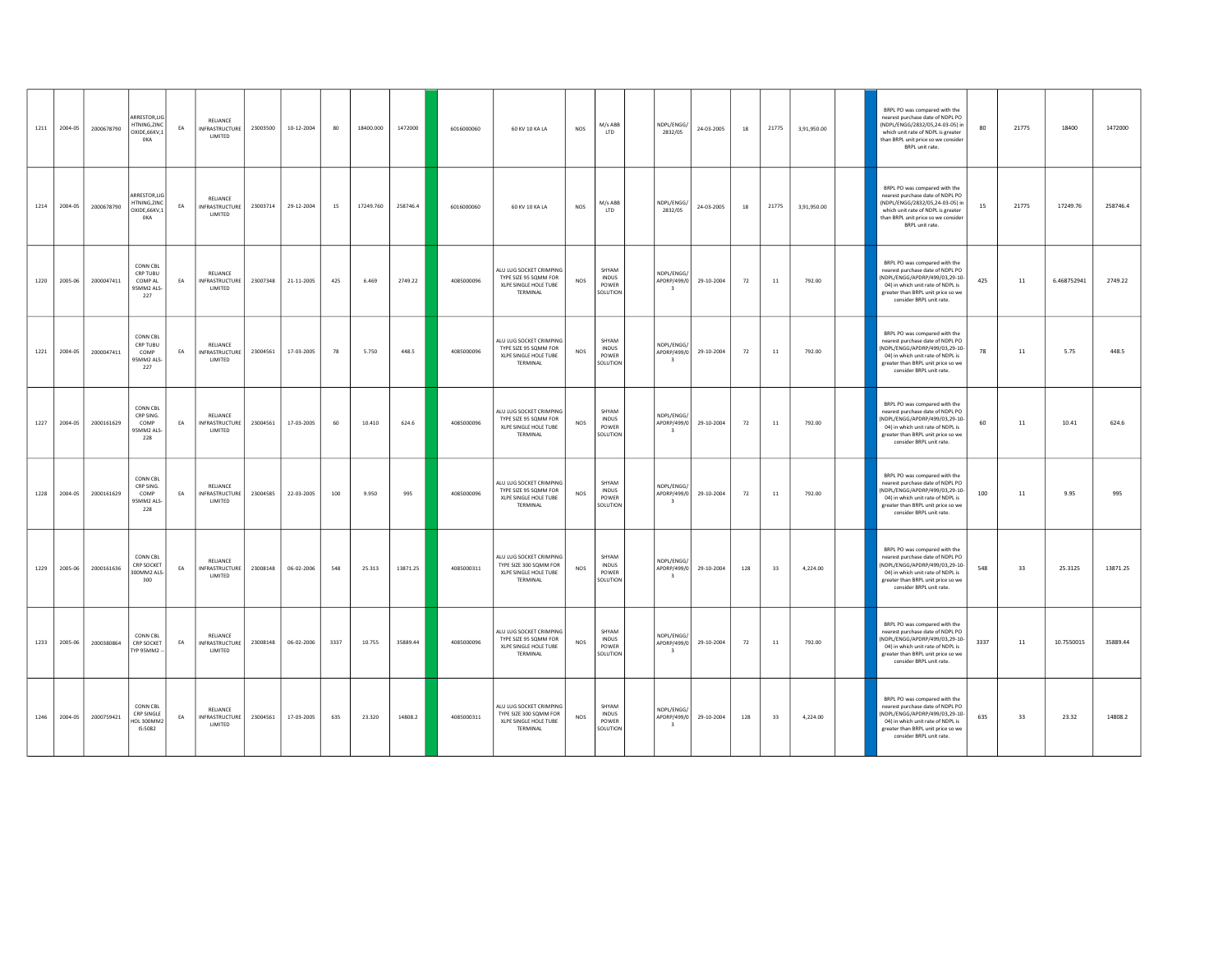| | | | | | | | | | | | | | | | | | | | | | | | | | | | | |
|---|---|---|---|---|---|---|---|---|---|---|---|---|---|---|---|---|---|---|---|---|---|---|---|---|---|---|---|---|
| 1211 | 2004-05 | 2000678790 | ARRESTOR,LIGHTNING,ZINC OXIDE,66KV,10KA | EA | RELIANCE INFRASTRUCTURE LIMITED | 23003500 | 10-12-2004 | 80 | 18400.000 | 1472000 | | 6016000060 | 60 KV 10 KA LA | NOS | M/s ABB LTD | | NDPL/ENGG/2832/05 | 24-03-2005 | 18 | 21775 | 3,91,950.00 | | | BRPL PO was compared with the nearest purchase date of NDPL PO (NDPL/ENGG/2832/05,24-03-05) in which unit rate of NDPL is greater than BRPL unit price so we consider BRPL unit rate. | 80 | 21775 | 18400 | 1472000 |
| 1214 | 2004-05 | 2000678790 | ARRESTOR,LIGHTNING,ZINC OXIDE,66KV,10KA | EA | RELIANCE INFRASTRUCTURE LIMITED | 23003714 | 29-12-2004 | 15 | 17249.760 | 258746.4 | | 6016000060 | 60 KV 10 KA LA | NOS | M/s ABB LTD | | NDPL/ENGG/2832/05 | 24-03-2005 | 18 | 21775 | 3,91,950.00 | | | BRPL PO was compared with the nearest purchase date of NDPL PO (NDPL/ENGG/2832/05,24-03-05) in which unit rate of NDPL is greater than BRPL unit price so we consider BRPL unit rate. | 15 | 21775 | 17249.76 | 258746.4 |
| 1220 | 2005-06 | 2000047411 | CONN CBL CRP TUBU COMP AL 95MM2 ALS-227 | EA | RELIANCE INFRASTRUCTURE LIMITED | 23007348 | 21-11-2005 | 425 | 6.469 | 2749.22 | | 4085000096 | ALU LUG SOCKET CRIMPING TYPE SIZE 95 SQMM FOR XLPE SINGLE HOLE TUBE TERMINAL | NOS | SHYAM INDUS POWER SOLUTION | | NDPL/ENGG/APDRP/499/03 | 29-10-2004 | 72 | 11 | 792.00 | | | BRPL PO was compared with the nearest purchase date of NDPL PO (NDPL/ENGG/APDRP/499/03,29-10-04) in which unit rate of NDPL is greater than BRPL unit price so we consider BRPL unit rate. | 425 | 11 | 6.468752941 | 2749.22 |
| 1221 | 2004-05 | 2000047411 | CONN CBL CRP TUBU COMP 95MM2 ALS-227 | EA | RELIANCE INFRASTRUCTURE LIMITED | 23004561 | 17-03-2005 | 78 | 5.750 | 448.5 | | 4085000096 | ALU LUG SOCKET CRIMPING TYPE SIZE 95 SQMM FOR XLPE SINGLE HOLE TUBE TERMINAL | NOS | SHYAM INDUS POWER SOLUTION | | NDPL/ENGG/APDRP/499/03 | 29-10-2004 | 72 | 11 | 792.00 | | | BRPL PO was compared with the nearest purchase date of NDPL PO (NDPL/ENGG/APDRP/499/03,29-10-04) in which unit rate of NDPL is greater than BRPL unit price so we consider BRPL unit rate. | 78 | 11 | 5.75 | 448.5 |
| 1227 | 2004-05 | 2000161629 | CONN CBL CRP SING. COMP 95MM2 ALS-228 | EA | RELIANCE INFRASTRUCTURE LIMITED | 23004561 | 17-03-2005 | 60 | 10.410 | 624.6 | | 4085000096 | ALU LUG SOCKET CRIMPING TYPE SIZE 95 SQMM FOR XLPE SINGLE HOLE TUBE TERMINAL | NOS | SHYAM INDUS POWER SOLUTION | | NDPL/ENGG/APDRP/499/03 | 29-10-2004 | 72 | 11 | 792.00 | | | BRPL PO was compared with the nearest purchase date of NDPL PO (NDPL/ENGG/APDRP/499/03,29-10-04) in which unit rate of NDPL is greater than BRPL unit price so we consider BRPL unit rate. | 60 | 11 | 10.41 | 624.6 |
| 1228 | 2004-05 | 2000161629 | CONN CBL CRP SING. COMP 95MM2 ALS-228 | EA | RELIANCE INFRASTRUCTURE LIMITED | 23004585 | 22-03-2005 | 100 | 9.950 | 995 | | 4085000096 | ALU LUG SOCKET CRIMPING TYPE SIZE 95 SQMM FOR XLPE SINGLE HOLE TUBE TERMINAL | NOS | SHYAM INDUS POWER SOLUTION | | NDPL/ENGG/APDRP/499/03 | 29-10-2004 | 72 | 11 | 792.00 | | | BRPL PO was compared with the nearest purchase date of NDPL PO (NDPL/ENGG/APDRP/499/03,29-10-04) in which unit rate of NDPL is greater than BRPL unit price so we consider BRPL unit rate. | 100 | 11 | 9.95 | 995 |
| 1229 | 2005-06 | 2000161636 | CONN CBL CRP SOCKET 300MM2 ALS-300 | EA | RELIANCE INFRASTRUCTURE LIMITED | 23008148 | 06-02-2006 | 548 | 25.313 | 13871.25 | | 4085000311 | ALU LUG SOCKET CRIMPING TYPE SIZE 300 SQMM FOR XLPE SINGLE HOLE TUBE TERMINAL | NOS | SHYAM INDUS POWER SOLUTION | | NDPL/ENGG/APDRP/499/03 | 29-10-2004 | 128 | 33 | 4,224.00 | | | BRPL PO was compared with the nearest purchase date of NDPL PO (NDPL/ENGG/APDRP/499/03,29-10-04) in which unit rate of NDPL is greater than BRPL unit price so we consider BRPL unit rate. | 548 | 33 | 25.3125 | 13871.25 |
| 1233 | 2005-06 | 2000380864 | CONN CBL CRP SOCKET TYP 95MM2 -- | EA | RELIANCE INFRASTRUCTURE LIMITED | 23008148 | 06-02-2006 | 3337 | 10.755 | 35889.44 | | 4085000096 | ALU LUG SOCKET CRIMPING TYPE SIZE 95 SQMM FOR XLPE SINGLE HOLE TUBE TERMINAL | NOS | SHYAM INDUS POWER SOLUTION | | NDPL/ENGG/APDRP/499/03 | 29-10-2004 | 72 | 11 | 792.00 | | | BRPL PO was compared with the nearest purchase date of NDPL PO (NDPL/ENGG/APDRP/499/03,29-10-04) in which unit rate of NDPL is greater than BRPL unit price so we consider BRPL unit rate. | 3337 | 11 | 10.7550015 | 35889.44 |
| 1246 | 2004-05 | 2000759421 | CONN CBL CRP SINGLE HOL 300MM2 IS:5082 | EA | RELIANCE INFRASTRUCTURE LIMITED | 23004561 | 17-03-2005 | 635 | 23.320 | 14808.2 | | 4085000311 | ALU LUG SOCKET CRIMPING TYPE SIZE 300 SQMM FOR XLPE SINGLE HOLE TUBE TERMINAL | NOS | SHYAM INDUS POWER SOLUTION | | NDPL/ENGG/APDRP/499/03 | 29-10-2004 | 128 | 33 | 4,224.00 | | | BRPL PO was compared with the nearest purchase date of NDPL PO (NDPL/ENGG/APDRP/499/03,29-10-04) in which unit rate of NDPL is greater than BRPL unit price so we consider BRPL unit rate. | 635 | 33 | 23.32 | 14808.2 |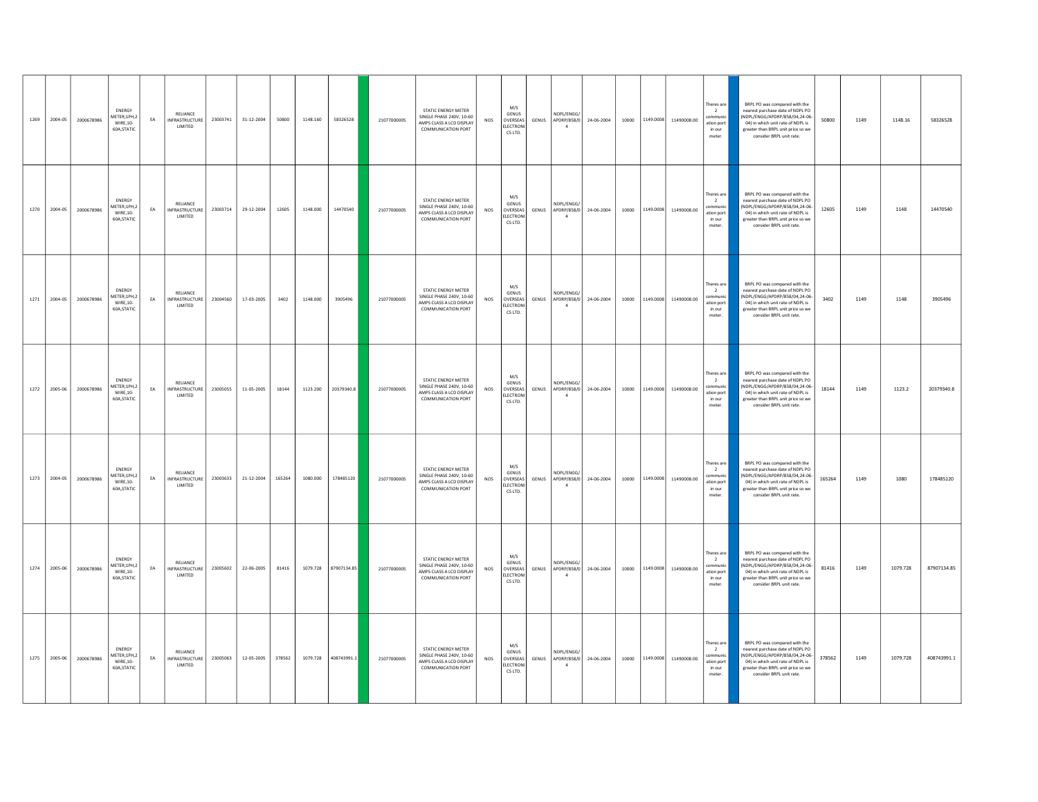| 1269 | 2004-05 | 2000678986 | ENERGY METER;1PH,2 WIRE,10-60A,STATIC | EA | RELIANCE INFRASTRUCTURE LIMITED | 23003741 | 31-12-2004 | 50800 | 1148.160 | 58326528 | | 21077000005 | STATIC ENERGY METER SINGLE PHASE 240V, 10-60 AMPS CLASS A LCD DISPLAY COMMUNICATION PORT | NOS | M/S GENUS OVERSEAS ELECTRONICS LTD. | GENUS | NDPL/ENGG/APDRP/858/04 | 24-06-2004 | 10000 | 1149.0008 | 11490008.00 | Theres are 2 communication port in our meter. | | BRPL PO was compared with the nearest purchase date of NDPL PO (NDPL/ENGG/APDRP/858/04,24-06-04) in which unit rate of NDPL is greater than BRPL unit price so we consider BRPL unit rate. | 50800 | 1149 | 1148.16 | 58326528 |
|---|---|---|---|---|---|---|---|---|---|---|---|---|---|---|---|---|---|---|---|---|---|---|---|---|---|---|---|---|
| 1270 | 2004-05 | 2000678986 | ENERGY METER;1PH,2 WIRE,10-60A,STATIC | EA | RELIANCE INFRASTRUCTURE LIMITED | 23003714 | 29-12-2004 | 12605 | 1148.000 | 14470540 | | 21077000005 | STATIC ENERGY METER SINGLE PHASE 240V, 10-60 AMPS CLASS A LCD DISPLAY COMMUNICATION PORT | NOS | M/S GENUS OVERSEAS ELECTRONICS LTD. | GENUS | NDPL/ENGG/APDRP/858/04 | 24-06-2004 | 10000 | 1149.0008 | 11490008.00 | Theres are 2 communication port in our meter. | | BRPL PO was compared with the nearest purchase date of NDPL PO (NDPL/ENGG/APDRP/858/04,24-06-04) in which unit rate of NDPL is greater than BRPL unit price so we consider BRPL unit rate. | 12605 | 1149 | 1148 | 14470540 |
| 1271 | 2004-05 | 2000678986 | ENERGY METER;1PH,2 WIRE,10-60A,STATIC | EA | RELIANCE INFRASTRUCTURE LIMITED | 23004560 | 17-03-2005 | 3402 | 1148.000 | 3905496 | | 21077000005 | STATIC ENERGY METER SINGLE PHASE 240V, 10-60 AMPS CLASS A LCD DISPLAY COMMUNICATION PORT | NOS | M/S GENUS OVERSEAS ELECTRONICS LTD. | GENUS | NDPL/ENGG/APDRP/858/04 | 24-06-2004 | 10000 | 1149.0008 | 11490008.00 | Theres are 2 communication port in our meter. | | BRPL PO was compared with the nearest purchase date of NDPL PO (NDPL/ENGG/APDRP/858/04,24-06-04) in which unit rate of NDPL is greater than BRPL unit price so we consider BRPL unit rate. | 3402 | 1149 | 1148 | 3905496 |
| 1272 | 2005-06 | 2000678986 | ENERGY METER;1PH,2 WIRE,10-60A,STATIC | EA | RELIANCE INFRASTRUCTURE LIMITED | 23005055 | 11-05-2005 | 18144 | 1123.200 | 20379340.8 | | 21077000005 | STATIC ENERGY METER SINGLE PHASE 240V, 10-60 AMPS CLASS A LCD DISPLAY COMMUNICATION PORT | NOS | M/S GENUS OVERSEAS ELECTRONICS LTD. | GENUS | NDPL/ENGG/APDRP/858/04 | 24-06-2004 | 10000 | 1149.0008 | 11490008.00 | Theres are 2 communication port in our meter. | | BRPL PO was compared with the nearest purchase date of NDPL PO (NDPL/ENGG/APDRP/858/04,24-06-04) in which unit rate of NDPL is greater than BRPL unit price so we consider BRPL unit rate. | 18144 | 1149 | 1123.2 | 20379340.8 |
| 1273 | 2004-05 | 2000678986 | ENERGY METER;1PH,2 WIRE,10-60A,STATIC | EA | RELIANCE INFRASTRUCTURE LIMITED | 23003633 | 21-12-2004 | 165264 | 1080.000 | 178485120 | | 21077000005 | STATIC ENERGY METER SINGLE PHASE 240V, 10-60 AMPS CLASS A LCD DISPLAY COMMUNICATION PORT | NOS | M/S GENUS OVERSEAS ELECTRONICS LTD. | GENUS | NDPL/ENGG/APDRP/858/04 | 24-06-2004 | 10000 | 1149.0008 | 11490008.00 | Theres are 2 communication port in our meter. | | BRPL PO was compared with the nearest purchase date of NDPL PO (NDPL/ENGG/APDRP/858/04,24-06-04) in which unit rate of NDPL is greater than BRPL unit price so we consider BRPL unit rate. | 165264 | 1149 | 1080 | 178485120 |
| 1274 | 2005-06 | 2000678986 | ENERGY METER;1PH,2 WIRE,10-60A,STATIC | EA | RELIANCE INFRASTRUCTURE LIMITED | 23005602 | 22-06-2005 | 81416 | 1079.728 | 87907134.85 | | 21077000005 | STATIC ENERGY METER SINGLE PHASE 240V, 10-60 AMPS CLASS A LCD DISPLAY COMMUNICATION PORT | NOS | M/S GENUS OVERSEAS ELECTRONICS LTD. | GENUS | NDPL/ENGG/APDRP/858/04 | 24-06-2004 | 10000 | 1149.0008 | 11490008.00 | Theres are 2 communication port in our meter. | | BRPL PO was compared with the nearest purchase date of NDPL PO (NDPL/ENGG/APDRP/858/04,24-06-04) in which unit rate of NDPL is greater than BRPL unit price so we consider BRPL unit rate. | 81416 | 1149 | 1079.728 | 87907134.85 |
| 1275 | 2005-06 | 2000678986 | ENERGY METER;1PH,2 WIRE,10-60A,STATIC | EA | RELIANCE INFRASTRUCTURE LIMITED | 23005063 | 12-05-2005 | 378562 | 1079.728 | 408743991.1 | | 21077000005 | STATIC ENERGY METER SINGLE PHASE 240V, 10-60 AMPS CLASS A LCD DISPLAY COMMUNICATION PORT | NOS | M/S GENUS OVERSEAS ELECTRONICS LTD. | GENUS | NDPL/ENGG/APDRP/858/04 | 24-06-2004 | 10000 | 1149.0008 | 11490008.00 | Theres are 2 communication port in our meter. | | BRPL PO was compared with the nearest purchase date of NDPL PO (NDPL/ENGG/APDRP/858/04,24-06-04) in which unit rate of NDPL is greater than BRPL unit price so we consider BRPL unit rate. | 378562 | 1149 | 1079.728 | 408743991.1 |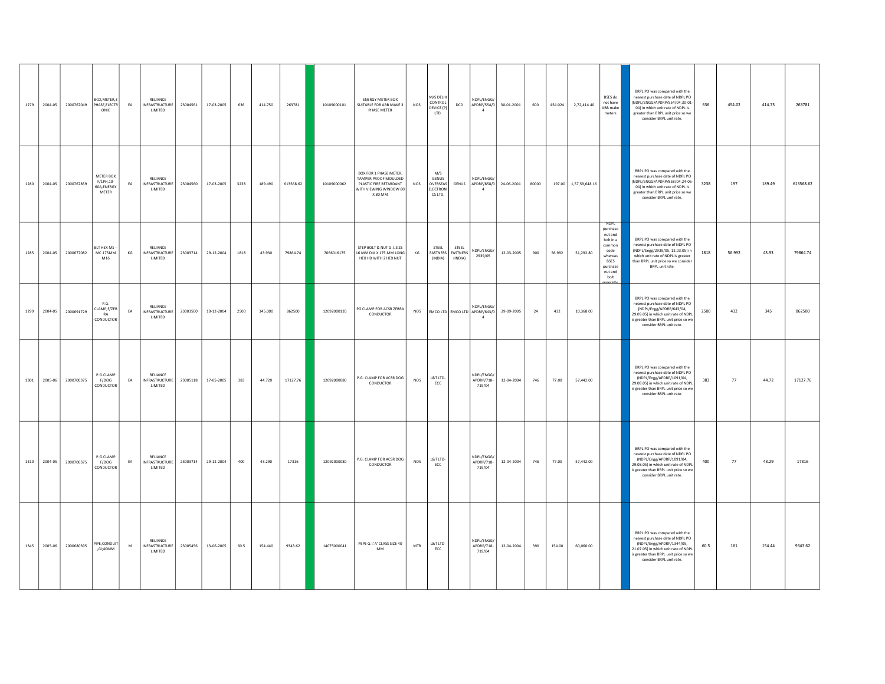| | | | | | | | | | | | | | | | | | | | | | | | | | | | | | |
|---|---|---|---|---|---|---|---|---|---|---|---|---|---|---|---|---|---|---|---|---|---|---|---|---|---|---|---|---|---|
| 1279 | 2004-05 | 2000767049 | BOX,METER,3 PHASE,ELECTRONIC | EA | RELIANCE INFRASTRUCTURE LIMITED | 23004561 | 17-03-2005 | 636 | 414.750 | 263781 | | 10109000101 | ENERGY METER BOX SUITABLE FOR ABB MAKE 3 PHASE METER | NOS | M/S DELHI CONTROL DEVICE (P) LTD. | DCD | NDPL/ENGG/APDRP/554/04 | 30-01-2004 | 600 | 454.024 | 2,72,414.40 | BSES do not have ABB make meters | | BRPL PO was compared with the nearest purchase date of NDPL PO (NDPL/ENGG/APDRP/554/04,30-01-04) in which unit rate of NDPL is greater than BRPL unit price so we consider BRPL unit rate. | 636 | 454.02 | 414.75 | 263781 |
| 1280 | 2004-05 | 2000767859 | METER BOX F/1PH,10-60A,ENERGY METER | EA | RELIANCE INFRASTRUCTURE LIMITED | 23004560 | 17-03-2005 | 3238 | 189.490 | 613568.62 | | 10109000062 | BOX FOR 1 PHASE METER, TAMPER PROOF MOULDED PLASTIC FIRE RETARDANT WITH VIEWING WINDOW 80 X 80 MM | NOS | M/S GENUS OVERSEAS ELECTRONICS LTD. | GENUS | NDPL/ENGG/APDRP/858/04 | 24-06-2004 | 80000 | 197.00 | 1,57,59,648.16 | | | BRPL PO was compared with the nearest purchase date of NDPL PO (NDPL/ENGG/APDRP/858/04,24-06-04) in which unit rate of NDPL is greater than BRPL unit price so we consider BRPL unit rate. | 3238 | 197 | 189.49 | 613568.62 |
| 1285 | 2004-05 | 2000677082 | BLT HEX MS --MC 175MM M16 | KG | RELIANCE INFRASTRUCTURE LIMITED | 23003714 | 29-12-2004 | 1818 | 43.930 | 79864.74 | | 7066016175 | STEP BOLT & NUT G.I. SIZE 16 MM DIA X 175 MM LONG HEX HD WITH 2 HEX NUT | KG | STEEL FASTNERS (INDIA) | STEEL FASTNERS (INDIA) | NDPL/ENGG/2939/05 | 12-03-2005 | 900 | 56.992 | 51,292.80 | NDPL purchase nut and bolt in a common code whereas BSES purchase nut and bolt seperatly | | BRPL PO was compared with the nearest purchase date of NDPL PO (NDPL/Engg/2939/05, 12.03.05) in which unit rate of NDPL is greater than BRPL unit price so we consider BRPL unit rate. | 1818 | 56.992 | 43.93 | 79864.74 |
| 1299 | 2004-05 | 2000691729 | P.G. CLAMP,F/ZEBRA CONDUCTOR | EA | RELIANCE INFRASTRUCTURE LIMITED | 23003500 | 10-12-2004 | 2500 | 345.000 | 862500 | | 12092000120 | PG CLAMP FOR ACSR ZEBRA CONDUCTOR | NOS | EMCO LTD | EMCO LTD | NDPL/ENGG/APDRP/643/04 | 29-09-2005 | 24 | 432 | 10,368.00 | | | BRPL PO was compared with the nearest purchase date of NDPL PO (NDPL/Engg/APDRP/643/04, 29.09.05) in which unit rate of NDPL is greater than BRPL unit price so we consider BRPL unit rate. | 2500 | 432 | 345 | 862500 |
| 1301 | 2005-06 | 2000700375 | P.G.CLAMP F/DOG CONDUCTOR | EA | RELIANCE INFRASTRUCTURE LIMITED | 23005118 | 17-05-2005 | 383 | 44.720 | 17127.76 | | 12092000080 | P.G. CLAMP FOR ACSR DOG CONDUCTOR | NOS | L&T LTD-ECC | | NDPL/ENGG/APDRP/718-719/04 | 12-04-2004 | 746 | 77.00 | 57,442.00 | | | BRPL PO was compared with the nearest purchase date of NDPL PO (NDPL/Engg/APDRP/1091/04, 29.08.05) in which unit rate of NDPL is greater than BRPL unit price so we consider BRPL unit rate. | 383 | 77 | 44.72 | 17127.76 |
| 1310 | 2004-05 | 2000700375 | P.G.CLAMP F/DOG CONDUCTOR | EA | RELIANCE INFRASTRUCTURE LIMITED | 23003714 | 29-12-2004 | 400 | 43.290 | 17316 | | 12092000080 | P.G. CLAMP FOR ACSR DOG CONDUCTOR | NOS | L&T LTD-ECC | | NDPL/ENGG/APDRP/718-719/04 | 12-04-2004 | 746 | 77.00 | 57,442.00 | | | BRPL PO was compared with the nearest purchase date of NDPL PO (NDPL/Engg/APDRP/1091/04, 29.08.05) in which unit rate of NDPL is greater than BRPL unit price so we consider BRPL unit rate. | 400 | 77 | 43.29 | 17316 |
| 1345 | 2005-06 | 2000680395 | PIPE,CONDUIT,GI;40MM | M | RELIANCE INFRASTRUCTURE LIMITED | 23005456 | 13-06-2005 | 60.5 | 154.440 | 9343.62 | | 14075000041 | PEPE G.I.'A' CLASS SIZE 40 MM | MTR | L&T LTD-ECC | | NDPL/ENGG/APDRP/718-719/04 | 12-04-2004 | 390 | 154.00 | 60,060.00 | | | BRPL PO was compared with the nearest purchase date of NDPL PO (NDPL/Engg/APDRP/1344/05, 21.07.05) in which unit rate of NDPL is greater than BRPL unit price so we consider BRPL unit rate. | 60.5 | 161 | 154.44 | 9343.62 |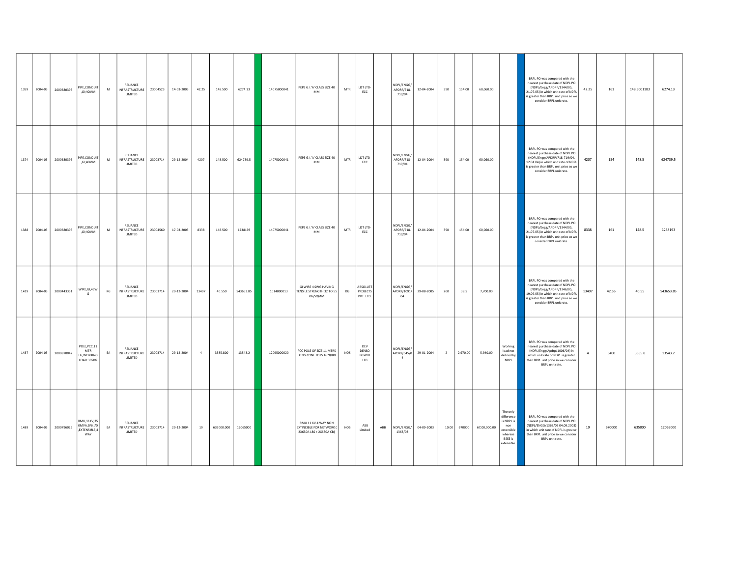| | | | | | | | | | | | | | | | | | | | | | | | | | | | |
|---|---|---|---|---|---|---|---|---|---|---|---|---|---|---|---|---|---|---|---|---|---|---|---|---|---|---|---|
| 1359 | 2004-05 | 2000680395 | PIPE,CONDUIT,GI;40MM | M | RELIANCE INFRASTRUCTURE LIMITED | 23004523 | 14-03-2005 | 42.25 | 148.500 | 6274.13 | | 14075000041 | PEPE G.I.'A' CLASS SIZE 40 MM | MTR | L&T LTD-ECC | | NDPL/ENGG/APDRP/718-719/04 | 12-04-2004 | 390 | 154.00 | 60,060.00 | | | BRPL PO was compared with the nearest purchase date of NDPL PO (NDPL/Engg/APDRP/1344/05, 21.07.05) in which unit rate of NDPL is greater than BRPL unit price so we consider BRPL unit rate. | 42.25 | 161 | 148.5001183 | 6274.13 |
| 1374 | 2004-05 | 2000680395 | PIPE,CONDUIT,GI;40MM | M | RELIANCE INFRASTRUCTURE LIMITED | 23003714 | 29-12-2004 | 4207 | 148.500 | 624739.5 | | 14075000041 | PEPE G.I.'A' CLASS SIZE 40 MM | MTR | L&T LTD-ECC | | NDPL/ENGG/APDRP/718-719/04 | 12-04-2004 | 390 | 154.00 | 60,060.00 | | | BRPL PO was compared with the nearest purchase date of NDPL PO (NDPL/Engg/APDRP/718-719/04, 12.04.04) in which unit rate of NDPL is greater than BRPL unit price so we consider BRPL unit rate. | 4207 | 154 | 148.5 | 624739.5 |
| 1388 | 2004-05 | 2000680395 | PIPE,CONDUIT,GI;40MM | M | RELIANCE INFRASTRUCTURE LIMITED | 23004560 | 17-03-2005 | 8338 | 148.500 | 1238193 | | 14075000041 | PEPE G.I.'A' CLASS SIZE 40 MM | MTR | L&T LTD-ECC | | NDPL/ENGG/APDRP/718-719/04 | 12-04-2004 | 390 | 154.00 | 60,060.00 | | | BRPL PO was compared with the nearest purchase date of NDPL PO (NDPL/Engg/APDRP/1344/05, 21.07.05) in which unit rate of NDPL is greater than BRPL unit price so we consider BRPL unit rate. | 8338 | 161 | 148.5 | 1238193 |
| 1419 | 2004-05 | 2000443351 | WIRE,GI,4SWG | KG | RELIANCE INFRASTRUCTURE LIMITED | 23003714 | 29-12-2004 | 13407 | 40.550 | 543653.85 | | 1014000013 | GI WIRE 4 SWG HAVING TENSILE STRENGTH 32 TO 55 KG/SQMM | KG | ABSOLUTE PROJECTS PVT. LTD. | | NDPL/ENGG/APDRP/1091/04 | 29-08-2005 | 200 | 38.5 | 7,700.00 | | | BRPL PO was compared with the nearest purchase date of NDPL PO (NDPL/Engg/APDRP/1346/05, 19.09.05) in which unit rate of NDPL is greater than BRPL unit price so we consider BRPL unit rate. | 13407 | 42.55 | 40.55 | 543653.85 |
| 1437 | 2004-05 | 2000870042 | POLE,PCC,11 MTR LG,WORKING LOAD:365KG | EA | RELIANCE INFRASTRUCTURE LIMITED | 23003714 | 29-12-2004 | 4 | 3385.800 | 13543.2 | | 12095000020 | PCC POLE OF SIZE 11 MTRS LONG CONF TO IS 1678/80 | NOS | DEV DENSO POWER LTD | | NDPL/ENGG/APDRP/545/04 | 29-01-2004 | 2 | 2,970.00 | 5,940.00 | Working load not defined by NDPL | | BRPL PO was compared with the nearest purchase date of NDPL PO (NDPL/Engg/Apdrp/1006/04) in which unit rate of NDPL is greater than BRPL unit price so we consider BRPL unit rate. | 4 | 3400 | 3385.8 | 13543.2 |
| 1489 | 2004-05 | 2000796029 | RMU,11KV,350MVA,SF6,I/D,EXTENSIBLE,4 WAY | EA | RELIANCE INFRASTRUCTURE LIMITED | 23003714 | 29-12-2004 | 19 | 635000.000 | 12065000 | | | RMU 11 KV 4 WAY NON EXTINCIBLE FOR NETWORK ( 2X630A LBS + 2X630A CB) | NOS | ABB Limited | ABB | NDPL/ENGG/1363/03 | 04-09-2003 | 10.00 | 670000 | 67,00,000.00 | The only difference is NDPL is non extensible whereas BSES is extensible. | | BRPL PO was compared with the nearest purchase date of NDPL PO (NDPL/ENGG/1363/03 04.09.2003) in which unit rate of NDPL is greater than BRPL unit price so we consider BRPL unit rate. | 19 | 670000 | 635000 | 12065000 |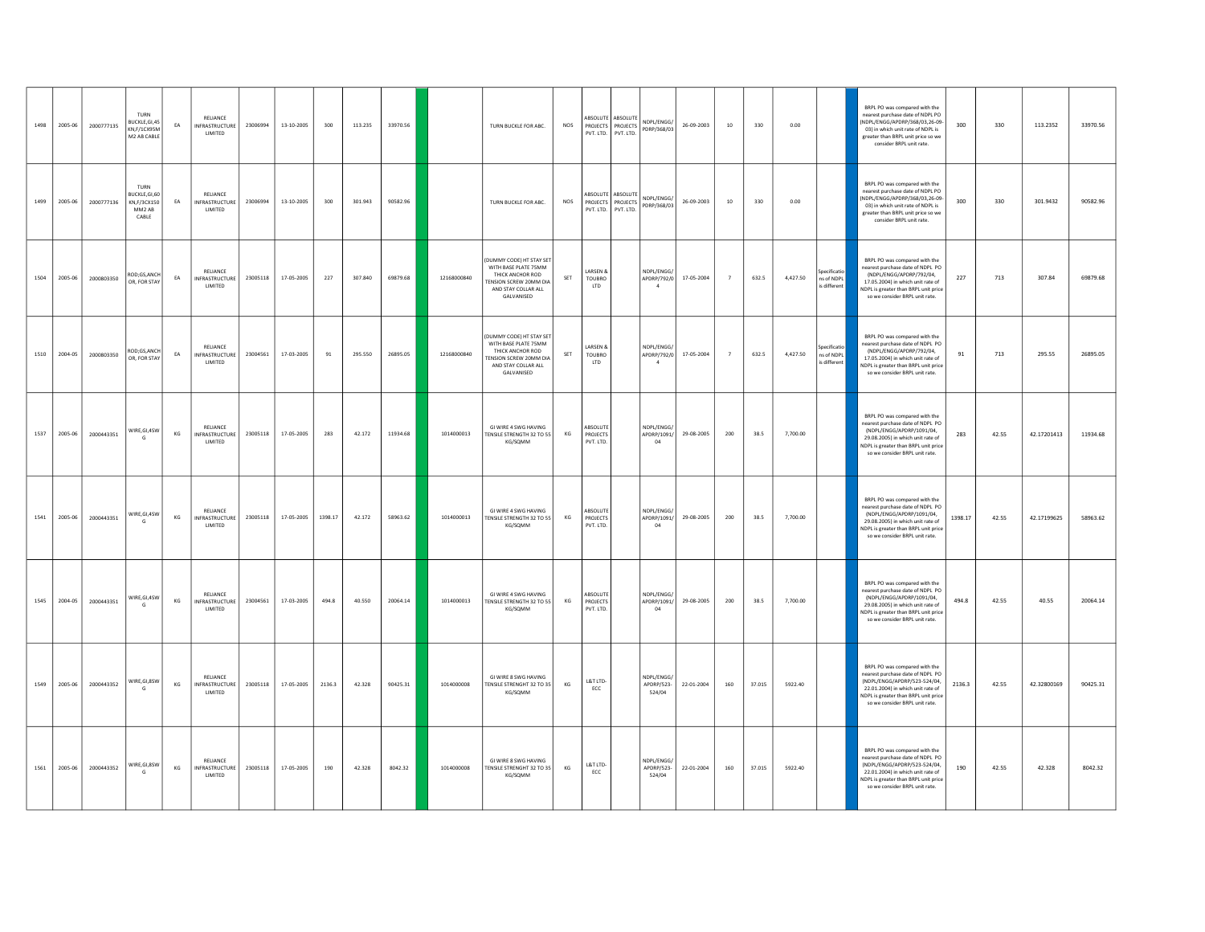| | | | | | | | | | | | | | | | | | | | | | | | | | | | | | |
|---|---|---|---|---|---|---|---|---|---|---|---|---|---|---|---|---|---|---|---|---|---|---|---|---|---|---|---|---|---|
| 1498 | 2005-06 | 2000777135 | TURN BUCKLE,GI,45 KN,F/1CX95M M2 AB CABLE | EA | RELIANCE INFRASTRUCTURE LIMITED | 23006994 | 13-10-2005 | 300 | 113.235 | 33970.56 | | | TURN BUCKLE FOR ABC. | NOS | ABSOLUTE PROJECTS PVT. LTD. | ABSOLUTE PROJECTS PVT. LTD. | NDPL/ENGG/ PDRP/368/03 | 26-09-2003 | 10 | 330 | 0.00 | | | BRPL PO was compared with the nearest purchase date of NDPL PO (NDPL/ENGG/APDRP/368/03,26-09-03) in which unit rate of NDPL is greater than BRPL unit price so we consider BRPL unit rate. | 300 | 330 | 113.2352 | 33970.56 |
| 1499 | 2005-06 | 2000777136 | TURN BUCKLE,GI,60 KN,F/3CX150 MM2 AB CABLE | EA | RELIANCE INFRASTRUCTURE LIMITED | 23006994 | 13-10-2005 | 300 | 301.943 | 90582.96 | | | TURN BUCKLE FOR ABC. | NOS | ABSOLUTE PROJECTS PVT. LTD. | ABSOLUTE PROJECTS PVT. LTD. | NDPL/ENGG/ PDRP/368/03 | 26-09-2003 | 10 | 330 | 0.00 | | | BRPL PO was compared with the nearest purchase date of NDPL PO (NDPL/ENGG/APDRP/368/03,26-09-03) in which unit rate of NDPL is greater than BRPL unit price so we consider BRPL unit rate. | 300 | 330 | 301.9432 | 90582.96 |
| 1504 | 2005-06 | 2000803350 | ROD;GS,ANCH OR, FOR STAY | EA | RELIANCE INFRASTRUCTURE LIMITED | 23005118 | 17-05-2005 | 227 | 307.840 | 69879.68 | | 12168000840 | (DUMMY CODE) HT STAY SET WITH BASE PLATE 75MM THICK ANCHOR ROD TENSION SCREW 20MM DIA AND STAY COLLAR ALL GALVANISED | SET | LARSEN & TOUBRO LTD | | NDPL/ENGG/ APDRP/792/0 4 | 17-05-2004 | 7 | 632.5 | 4,427.50 | Specifications of NDPL is different | | BRPL PO was compared with the nearest purchase date of NDPL PO (NDPL/ENGG/APDRP/792/04, 17.05.2004) in which unit rate of NDPL is greater than BRPL unit price so we consider BRPL unit rate. | 227 | 713 | 307.84 | 69879.68 |
| 1510 | 2004-05 | 2000803350 | ROD;GS,ANCH OR, FOR STAY | EA | RELIANCE INFRASTRUCTURE LIMITED | 23004561 | 17-03-2005 | 91 | 295.550 | 26895.05 | | 12168000840 | (DUMMY CODE) HT STAY SET WITH BASE PLATE 75MM THICK ANCHOR ROD TENSION SCREW 20MM DIA AND STAY COLLAR ALL GALVANISED | SET | LARSEN & TOUBRO LTD | | NDPL/ENGG/ APDRP/792/0 4 | 17-05-2004 | 7 | 632.5 | 4,427.50 | Specifications of NDPL is different | | BRPL PO was compared with the nearest purchase date of NDPL PO (NDPL/ENGG/APDRP/792/04, 17.05.2004) in which unit rate of NDPL is greater than BRPL unit price so we consider BRPL unit rate. | 91 | 713 | 295.55 | 26895.05 |
| 1537 | 2005-06 | 2000443351 | WIRE,GI,4SW G | KG | RELIANCE INFRASTRUCTURE LIMITED | 23005118 | 17-05-2005 | 283 | 42.172 | 11934.68 | | 1014000013 | GI WIRE 4 SWG HAVING TENSILE STRENGTH 32 TO 55 KG/SQMM | KG | ABSOLUTE PROJECTS PVT. LTD. | | NDPL/ENGG/ APDRP/1091/ 04 | 29-08-2005 | 200 | 38.5 | 7,700.00 | | | BRPL PO was compared with the nearest purchase date of NDPL PO (NDPL/ENGG/APDRP/1091/04, 29.08.2005) in which unit rate of NDPL is greater than BRPL unit price so we consider BRPL unit rate. | 283 | 42.55 | 42.17201413 | 11934.68 |
| 1541 | 2005-06 | 2000443351 | WIRE,GI,4SW G | KG | RELIANCE INFRASTRUCTURE LIMITED | 23005118 | 17-05-2005 | 1398.17 | 42.172 | 58963.62 | | 1014000013 | GI WIRE 4 SWG HAVING TENSILE STRENGTH 32 TO 55 KG/SQMM | KG | ABSOLUTE PROJECTS PVT. LTD. | | NDPL/ENGG/ APDRP/1091/ 04 | 29-08-2005 | 200 | 38.5 | 7,700.00 | | | BRPL PO was compared with the nearest purchase date of NDPL PO (NDPL/ENGG/APDRP/1091/04, 29.08.2005) in which unit rate of NDPL is greater than BRPL unit price so we consider BRPL unit rate. | 1398.17 | 42.55 | 42.17199625 | 58963.62 |
| 1545 | 2004-05 | 2000443351 | WIRE,GI,4SW G | KG | RELIANCE INFRASTRUCTURE LIMITED | 23004561 | 17-03-2005 | 494.8 | 40.550 | 20064.14 | | 1014000013 | GI WIRE 4 SWG HAVING TENSILE STRENGTH 32 TO 55 KG/SQMM | KG | ABSOLUTE PROJECTS PVT. LTD. | | NDPL/ENGG/ APDRP/1091/ 04 | 29-08-2005 | 200 | 38.5 | 7,700.00 | | | BRPL PO was compared with the nearest purchase date of NDPL PO (NDPL/ENGG/APDRP/1091/04, 29.08.2005) in which unit rate of NDPL is greater than BRPL unit price so we consider BRPL unit rate. | 494.8 | 42.55 | 40.55 | 20064.14 |
| 1549 | 2005-06 | 2000443352 | WIRE,GI,8SW G | KG | RELIANCE INFRASTRUCTURE LIMITED | 23005118 | 17-05-2005 | 2136.3 | 42.328 | 90425.31 | | 1014000008 | GI WIRE 8 SWG HAVING TENSILE STRENGHT 32 TO 35 KG/SQMM | KG | L&T LTD-ECC | | NDPL/ENGG/ APDRP/523-524/04 | 22-01-2004 | 160 | 37.015 | 5922.40 | | | BRPL PO was compared with the nearest purchase date of NDPL PO (NDPL/ENGG/APDRP/523-524/04, 22.01.2004) in which unit rate of NDPL is greater than BRPL unit price so we consider BRPL unit rate. | 2136.3 | 42.55 | 42.32800169 | 90425.31 |
| 1561 | 2005-06 | 2000443352 | WIRE,GI,8SW G | KG | RELIANCE INFRASTRUCTURE LIMITED | 23005118 | 17-05-2005 | 190 | 42.328 | 8042.32 | | 1014000008 | GI WIRE 8 SWG HAVING TENSILE STRENGHT 32 TO 35 KG/SQMM | KG | L&T LTD-ECC | | NDPL/ENGG/ APDRP/523-524/04 | 22-01-2004 | 160 | 37.015 | 5922.40 | | | BRPL PO was compared with the nearest purchase date of NDPL PO (NDPL/ENGG/APDRP/523-524/04, 22.01.2004) in which unit rate of NDPL is greater than BRPL unit price so we consider BRPL unit rate. | 190 | 42.55 | 42.328 | 8042.32 |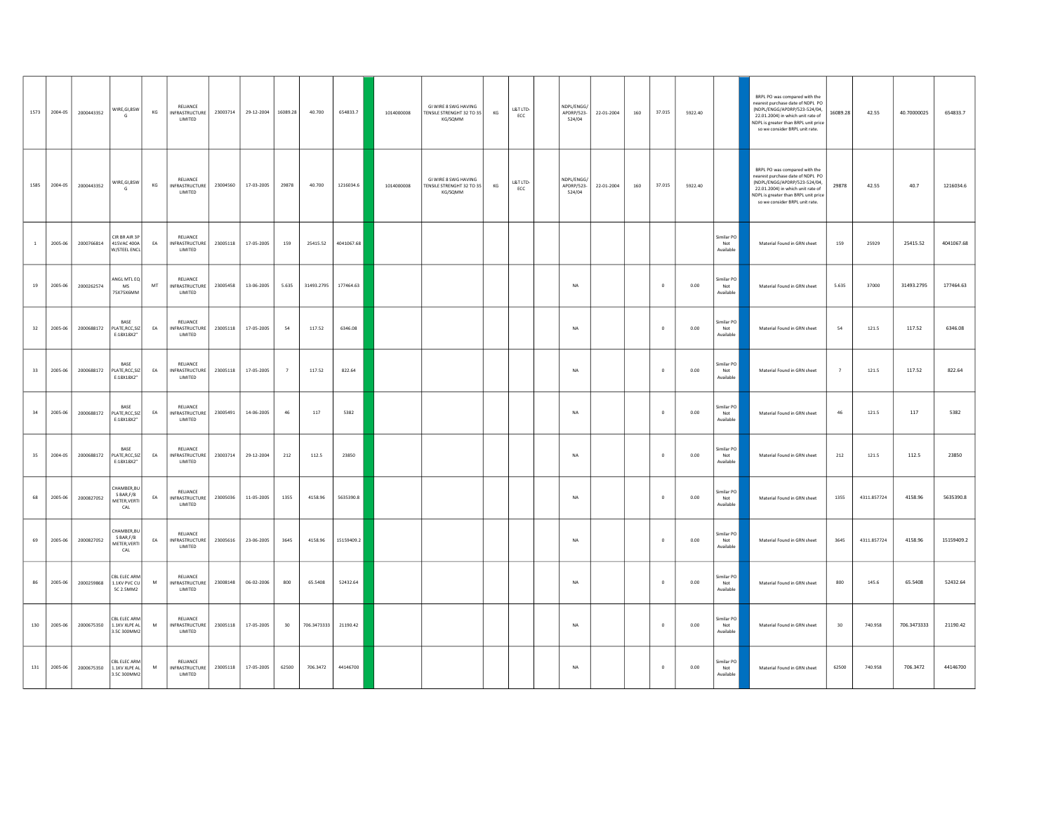| | | | | | | | | | | | | | | | | | | | | | | | | | | | | |
|---|---|---|---|---|---|---|---|---|---|---|---|---|---|---|---|---|---|---|---|---|---|---|---|---|---|---|---|---|
| 1573 | 2004-05 | 2000443352 | WIRE,GI,8SWG | KG | RELIANCE INFRASTRUCTURE LIMITED | 23003714 | 29-12-2004 | 16089.28 | 40.700 | 654833.7 | | 1014000008 | GI WIRE 8 SWG HAVING TENSILE STRENGHT 32 TO 35 KG/SQMM | KG | L&T LTD-ECC | | NDPL/ENGG/APDRP/523-524/04 | 22-01-2004 | 160 | 37.015 | 5922.40 | | | BRPL PO was compared with the nearest purchase date of NDPL PO (NDPL/ENGG/APDRP/523-524/04, 22.01.2004) in which unit rate of NDPL is greater than BRPL unit price so we consider BRPL unit rate. | 16089.28 | 42.55 | 40.70000025 | 654833.7 |
| 1585 | 2004-05 | 2000443352 | WIRE,GI,8SWG | KG | RELIANCE INFRASTRUCTURE LIMITED | 23004560 | 17-03-2005 | 29878 | 40.700 | 1216034.6 | | 1014000008 | GI WIRE 8 SWG HAVING TENSILE STRENGHT 32 TO 35 KG/SQMM | KG | L&T LTD-ECC | | NDPL/ENGG/APDRP/523-524/04 | 22-01-2004 | 160 | 37.015 | 5922.40 | | | BRPL PO was compared with the nearest purchase date of NDPL PO (NDPL/ENGG/APDRP/523-524/04, 22.01.2004) in which unit rate of NDPL is greater than BRPL unit price so we consider BRPL unit rate. | 29878 | 42.55 | 40.7 | 1216034.6 |
| 1 | 2005-06 | 2000766814 | CIR BR AIR 3P 415VAC 400A W/STEEL ENCL | EA | RELIANCE INFRASTRUCTURE LIMITED | 23005118 | 17-05-2005 | 159 | 25415.52 | 4041067.68 | | | | | | | | | | | | Similar PO Not Available | | Material Found in GRN sheet | 159 | 25929 | 25415.52 | 4041067.68 |
| 19 | 2005-06 | 2000262574 | ANGL MTL EQ MS 75X75X6MM | MT | RELIANCE INFRASTRUCTURE LIMITED | 23005458 | 13-06-2005 | 5.635 | 31493.2795 | 177464.63 | | | | | | | NA | | | 0 | 0.00 | Similar PO Not Available | | Material Found in GRN sheet | 5.635 | 37000 | 31493.2795 | 177464.63 |
| 32 | 2005-06 | 2000688172 | BASE PLATE,RCC,SIZE:18X18X2" | EA | RELIANCE INFRASTRUCTURE LIMITED | 23005118 | 17-05-2005 | 54 | 117.52 | 6346.08 | | | | | | | NA | | | 0 | 0.00 | Similar PO Not Available | | Material Found in GRN sheet | 54 | 121.5 | 117.52 | 6346.08 |
| 33 | 2005-06 | 2000688172 | BASE PLATE,RCC,SIZE:18X18X2" | EA | RELIANCE INFRASTRUCTURE LIMITED | 23005118 | 17-05-2005 | 7 | 117.52 | 822.64 | | | | | | | NA | | | 0 | 0.00 | Similar PO Not Available | | Material Found in GRN sheet | 7 | 121.5 | 117.52 | 822.64 |
| 34 | 2005-06 | 2000688172 | BASE PLATE,RCC,SIZE:18X18X2" | EA | RELIANCE INFRASTRUCTURE LIMITED | 23005491 | 14-06-2005 | 46 | 117 | 5382 | | | | | | | NA | | | 0 | 0.00 | Similar PO Not Available | | Material Found in GRN sheet | 46 | 121.5 | 117 | 5382 |
| 35 | 2004-05 | 2000688172 | BASE PLATE,RCC,SIZE:18X18X2" | EA | RELIANCE INFRASTRUCTURE LIMITED | 23003714 | 29-12-2004 | 212 | 112.5 | 23850 | | | | | | | NA | | | 0 | 0.00 | Similar PO Not Available | | Material Found in GRN sheet | 212 | 121.5 | 112.5 | 23850 |
| 68 | 2005-06 | 2000827052 | CHAMBER,BUS BAR,F/8 METER,VERTICAL | EA | RELIANCE INFRASTRUCTURE LIMITED | 23005036 | 11-05-2005 | 1355 | 4158.96 | 5635390.8 | | | | | | | NA | | | 0 | 0.00 | Similar PO Not Available | | Material Found in GRN sheet | 1355 | 4311.857724 | 4158.96 | 5635390.8 |
| 69 | 2005-06 | 2000827052 | CHAMBER,BUS BAR,F/8 METER,VERTICAL | EA | RELIANCE INFRASTRUCTURE LIMITED | 23005616 | 23-06-2005 | 3645 | 4158.96 | 15159409.2 | | | | | | | NA | | | 0 | 0.00 | Similar PO Not Available | | Material Found in GRN sheet | 3645 | 4311.857724 | 4158.96 | 15159409.2 |
| 86 | 2005-06 | 2000259868 | CBL ELEC ARM 1.1KV PVC CU 5C 2.5MM2 | M | RELIANCE INFRASTRUCTURE LIMITED | 23008148 | 06-02-2006 | 800 | 65.5408 | 52432.64 | | | | | | | NA | | | 0 | 0.00 | Similar PO Not Available | | Material Found in GRN sheet | 800 | 145.6 | 65.5408 | 52432.64 |
| 130 | 2005-06 | 2000675350 | CBL ELEC ARM 1.1KV XLPE AL 3.5C 300MM2 | M | RELIANCE INFRASTRUCTURE LIMITED | 23005118 | 17-05-2005 | 30 | 706.3473333 | 21190.42 | | | | | | | NA | | | 0 | 0.00 | Similar PO Not Available | | Material Found in GRN sheet | 30 | 740.958 | 706.3473333 | 21190.42 |
| 131 | 2005-06 | 2000675350 | CBL ELEC ARM 1.1KV XLPE AL 3.5C 300MM2 | M | RELIANCE INFRASTRUCTURE LIMITED | 23005118 | 17-05-2005 | 62500 | 706.3472 | 44146700 | | | | | | | NA | | | 0 | 0.00 | Similar PO Not Available | | Material Found in GRN sheet | 62500 | 740.958 | 706.3472 | 44146700 |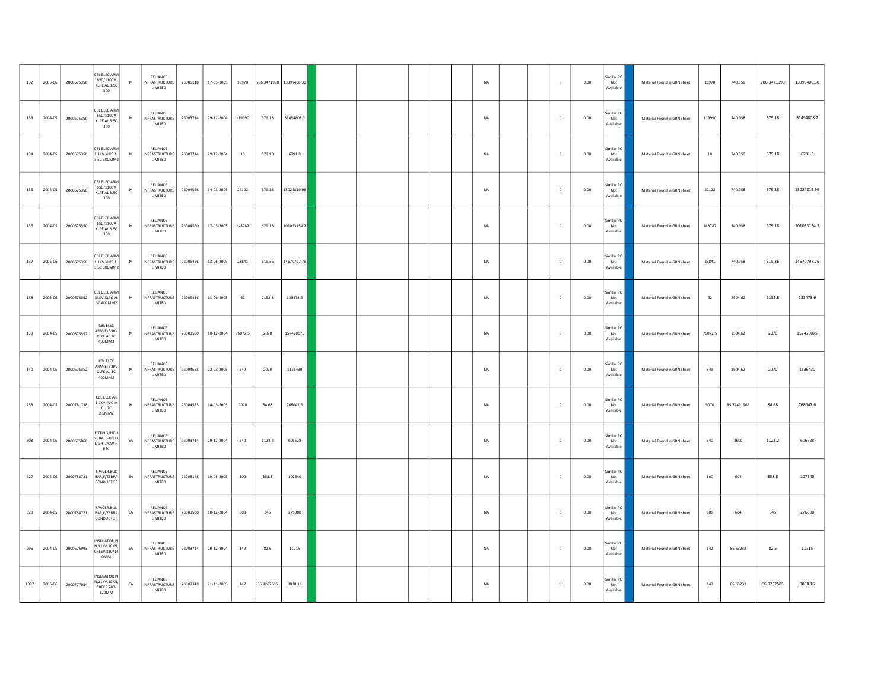| | | | | | | | | | | | | | | | | | | | | | | | | | | | | |
|---|---|---|---|---|---|---|---|---|---|---|---|---|---|---|---|---|---|---|---|---|---|---|---|---|---|---|---|---|
| 132 | 2005-06 | 2000675350 | CBL ELEC ARM 650/1100V XLPE AL 3.5C 300 | M | RELIANCE INFRASTRUCTURE LIMITED | 23005118 | 17-05-2005 | 18970 | 706.3471998 | 13399406.38 | | | | | | | NA | | | 0 | 0.00 | Similar PO Not Available | | Material Found in GRN sheet | 18970 | 740.958 | 706.3471998 | 13399406.38 |
| 133 | 2004-05 | 2000675350 | CBL ELEC ARM 650/1100V XLPE AL 3.5C 300 | M | RELIANCE INFRASTRUCTURE LIMITED | 23003714 | 29-12-2004 | 119990 | 679.18 | 81494808.2 | | | | | | | NA | | | 0 | 0.00 | Similar PO Not Available | | Material Found in GRN sheet | 119990 | 740.958 | 679.18 | 81494808.2 |
| 134 | 2004-05 | 2000675350 | CBL ELEC ARM 1.1KV XLPE AL 3.5C 300MM2 | M | RELIANCE INFRASTRUCTURE LIMITED | 23003714 | 29-12-2004 | 10 | 679.18 | 6791.8 | | | | | | | NA | | | 0 | 0.00 | Similar PO Not Available | | Material Found in GRN sheet | 10 | 740.958 | 679.18 | 6791.8 |
| 135 | 2004-05 | 2000675350 | CBL ELEC ARM 650/1100V XLPE AL 3.5C 300 | M | RELIANCE INFRASTRUCTURE LIMITED | 23004526 | 14-03-2005 | 22122 | 679.18 | 15024819.96 | | | | | | | NA | | | 0 | 0.00 | Similar PO Not Available | | Material Found in GRN sheet | 22122 | 740.958 | 679.18 | 15024819.96 |
| 136 | 2004-05 | 2000675350 | CBL ELEC ARM 650/1100V XLPE AL 3.5C 300 | M | RELIANCE INFRASTRUCTURE LIMITED | 23004560 | 17-03-2005 | 148787 | 679.18 | 101053154.7 | | | | | | | NA | | | 0 | 0.00 | Similar PO Not Available | | Material Found in GRN sheet | 148787 | 740.958 | 679.18 | 101053154.7 |
| 137 | 2005-06 | 2000675350 | CBL ELEC ARM 1.1KV XLPE AL 3.5C 300MM2 | M | RELIANCE INFRASTRUCTURE LIMITED | 23005456 | 13-06-2005 | 23841 | 615.36 | 14670797.76 | | | | | | | NA | | | 0 | 0.00 | Similar PO Not Available | | Material Found in GRN sheet | 23841 | 740.958 | 615.36 | 14670797.76 |
| 138 | 2005-06 | 2000675352 | CBL ELEC ARM 33KV XLPE AL 3C 400MM2 | M | RELIANCE INFRASTRUCTURE LIMITED | 23005456 | 13-06-2005 | 62 | 2152.8 | 133473.6 | | | | | | | NA | | | 0 | 0.00 | Similar PO Not Available | | Material Found in GRN sheet | 62 | 2504.62 | 2152.8 | 133473.6 |
| 139 | 2004-05 | 2000675352 | CBL ELEC ARM(E) 33KV XLPE AL 3C 400MM2 | M | RELIANCE INFRASTRUCTURE LIMITED | 23003500 | 10-12-2004 | 76072.5 | 2070 | 157470075 | | | | | | | NA | | | 0 | 0.00 | Similar PO Not Available | | Material Found in GRN sheet | 76072.5 | 2504.62 | 2070 | 157470075 |
| 140 | 2004-05 | 2000675352 | CBL ELEC ARM(E) 33KV XLPE AL 3C 400MM2 | M | RELIANCE INFRASTRUCTURE LIMITED | 23004585 | 22-03-2005 | 549 | 2070 | 1136430 | | | | | | | NA | | | 0 | 0.00 | Similar PO Not Available | | Material Found in GRN sheet | 549 | 2504.62 | 2070 | 1136430 |
| 233 | 2004-05 | 2000781738 | CBL ELEC AR 1.1KV PVC in CU 7C 2.5MM2 | M | RELIANCE INFRASTRUCTURE LIMITED | 23004523 | 14-03-2005 | 9070 | 84.68 | 768047.6 | | | | | | | NA | | | 0 | 0.00 | Similar PO Not Available | | Material Found in GRN sheet | 9070 | 85.74491966 | 84.68 | 768047.6 |
| 608 | 2004-05 | 2000675860 | FITTING,INDUSTRIAL,STREET LIGHT,70W,HPSV | EA | RELIANCE INFRASTRUCTURE LIMITED | 23003714 | 29-12-2004 | 540 | 1123.2 | 606528 | | | | | | | NA | | | 0 | 0.00 | Similar PO Not Available | | Material Found in GRN sheet | 540 | 3600 | 1123.2 | 606528 |
| 627 | 2005-06 | 2000758721 | SPACER,BUS BAR,F/ZEBRA CONDUCTOR | EA | RELIANCE INFRASTRUCTURE LIMITED | 23005148 | 19-05-2005 | 300 | 358.8 | 107640 | | | | | | | NA | | | 0 | 0.00 | Similar PO Not Available | | Material Found in GRN sheet | 300 | 604 | 358.8 | 107640 |
| 628 | 2004-05 | 2000758721 | SPACER,BUS BAR,F/ZEBRA CONDUCTOR | EA | RELIANCE INFRASTRUCTURE LIMITED | 23003500 | 10-12-2004 | 800 | 345 | 276000 | | | | | | | NA | | | 0 | 0.00 | Similar PO Not Available | | Material Found in GRN sheet | 800 | 604 | 345 | 276000 |
| 995 | 2004-05 | 2000676993 | INSULATOR,PIN,11KV,10KN,CREEP:320/140MM | EA | RELIANCE INFRASTRUCTURE LIMITED | 23003714 | 29-12-2004 | 142 | 82.5 | 11715 | | | | | | | NA | | | 0 | 0.00 | Similar PO Not Available | | Material Found in GRN sheet | 142 | 85.63232 | 82.5 | 11715 |
| 1007 | 2005-06 | 2000777084 | INSULATOR,PIN,11KV,10KN,CREEP-280-320MM | EA | RELIANCE INFRASTRUCTURE LIMITED | 23007348 | 21-11-2005 | 147 | 66.9262585 | 9838.16 | | | | | | | NA | | | 0 | 0.00 | Similar PO Not Available | | Material Found in GRN sheet | 147 | 85.63232 | 66.9262585 | 9838.16 |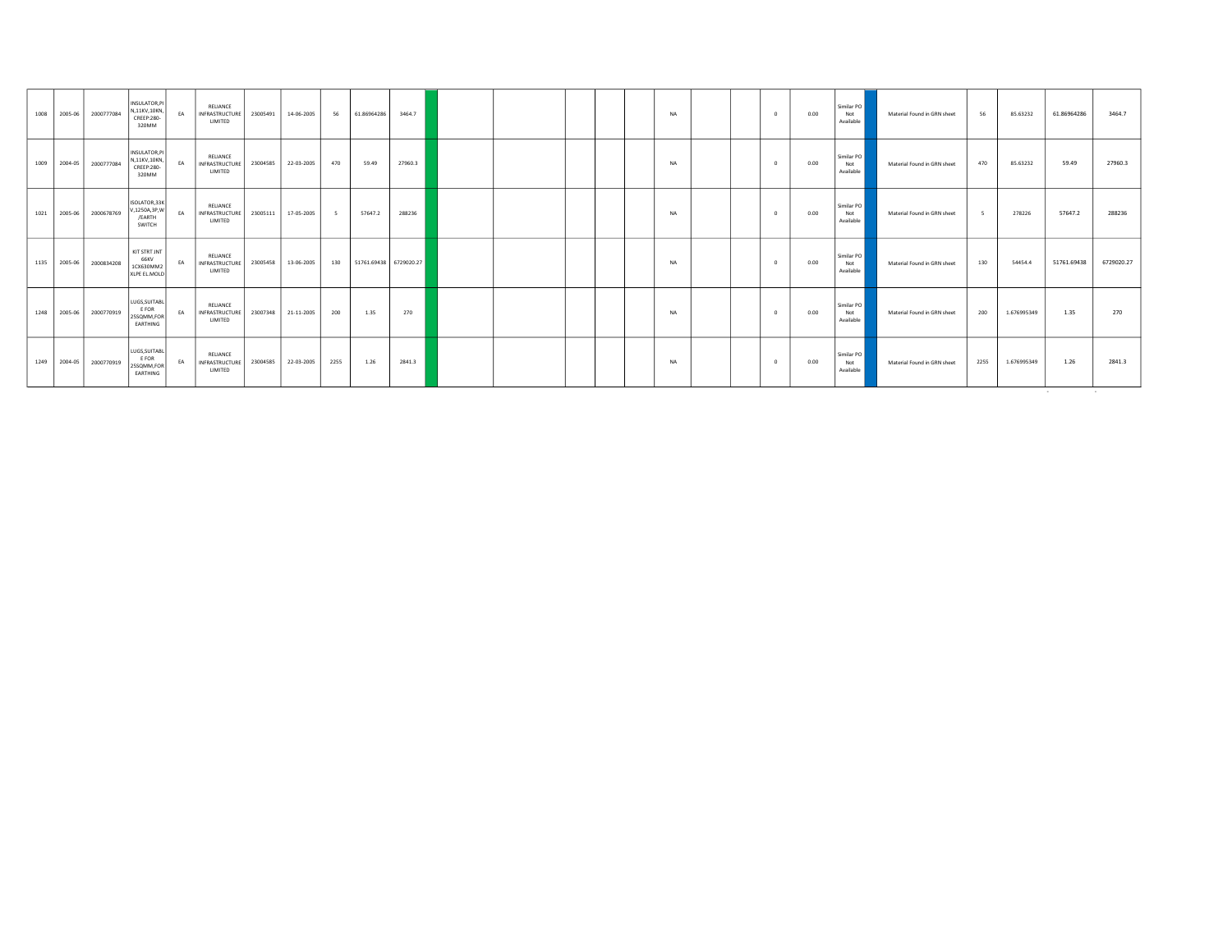| | | | | | | | | | | | | | | | | | | | | | | | | | | | | |
|---|---|---|---|---|---|---|---|---|---|---|---|---|---|---|---|---|---|---|---|---|---|---|---|---|---|---|---|---|
| 1008 | 2005-06 | 2000777084 | INSULATOR,PIN,11KV,10KN,CREEP:280-320MM | EA | RELIANCE INFRASTRUCTURE LIMITED | 23005491 | 14-06-2005 | 56 | 61.86964286 | 3464.7 | | | | | | | NA | | | 0 | 0.00 | Similar PO Not Available | | Material Found in GRN sheet | 56 | 85.63232 | 61.86964286 | 3464.7 |
| 1009 | 2004-05 | 2000777084 | INSULATOR,PIN,11KV,10KN,CREEP:280-320MM | EA | RELIANCE INFRASTRUCTURE LIMITED | 23004585 | 22-03-2005 | 470 | 59.49 | 27960.3 | | | | | | | NA | | | 0 | 0.00 | Similar PO Not Available | | Material Found in GRN sheet | 470 | 85.63232 | 59.49 | 27960.3 |
| 1021 | 2005-06 | 2000678769 | ISOLATOR,33KV,1250A,3P,W/EARTH SWITCH | EA | RELIANCE INFRASTRUCTURE LIMITED | 23005111 | 17-05-2005 | 5 | 57647.2 | 288236 | | | | | | | NA | | | 0 | 0.00 | Similar PO Not Available | | Material Found in GRN sheet | 5 | 278226 | 57647.2 | 288236 |
| 1135 | 2005-06 | 2000834208 | KIT STRT JNT 66KV 1CX630MM2 XLPE EL.MOLD | EA | RELIANCE INFRASTRUCTURE LIMITED | 23005458 | 13-06-2005 | 130 | 51761.69438 | 6729020.27 | | | | | | | NA | | | 0 | 0.00 | Similar PO Not Available | | Material Found in GRN sheet | 130 | 54454.4 | 51761.69438 | 6729020.27 |
| 1248 | 2005-06 | 2000770919 | LUGS,SUITABLE FOR 25SQMM,FOR EARTHING | EA | RELIANCE INFRASTRUCTURE LIMITED | 23007348 | 21-11-2005 | 200 | 1.35 | 270 | | | | | | | NA | | | 0 | 0.00 | Similar PO Not Available | | Material Found in GRN sheet | 200 | 1.676995349 | 1.35 | 270 |
| 1249 | 2004-05 | 2000770919 | LUGS,SUITABLE FOR 25SQMM,FOR EARTHING | EA | RELIANCE INFRASTRUCTURE LIMITED | 23004585 | 22-03-2005 | 2255 | 1.26 | 2841.3 | | | | | | | NA | | | 0 | 0.00 | Similar PO Not Available | | Material Found in GRN sheet | 2255 | 1.676995349 | 1.26 | 2841.3 |